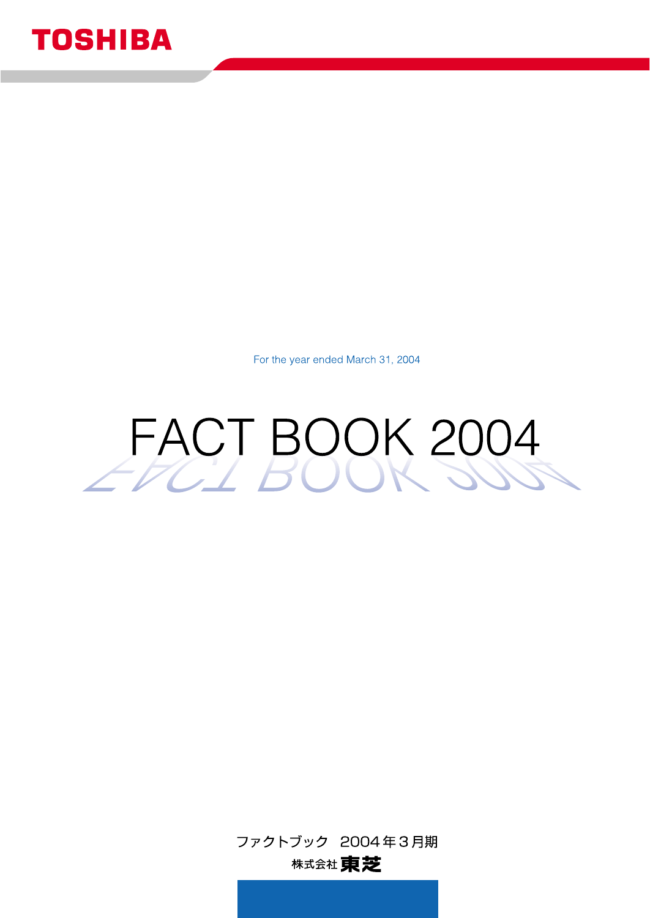TOSHIBA

For the year ended March 31, 2004

# FACT BOOK 2004

ファクトブック　2004年３月期

株式会社東芝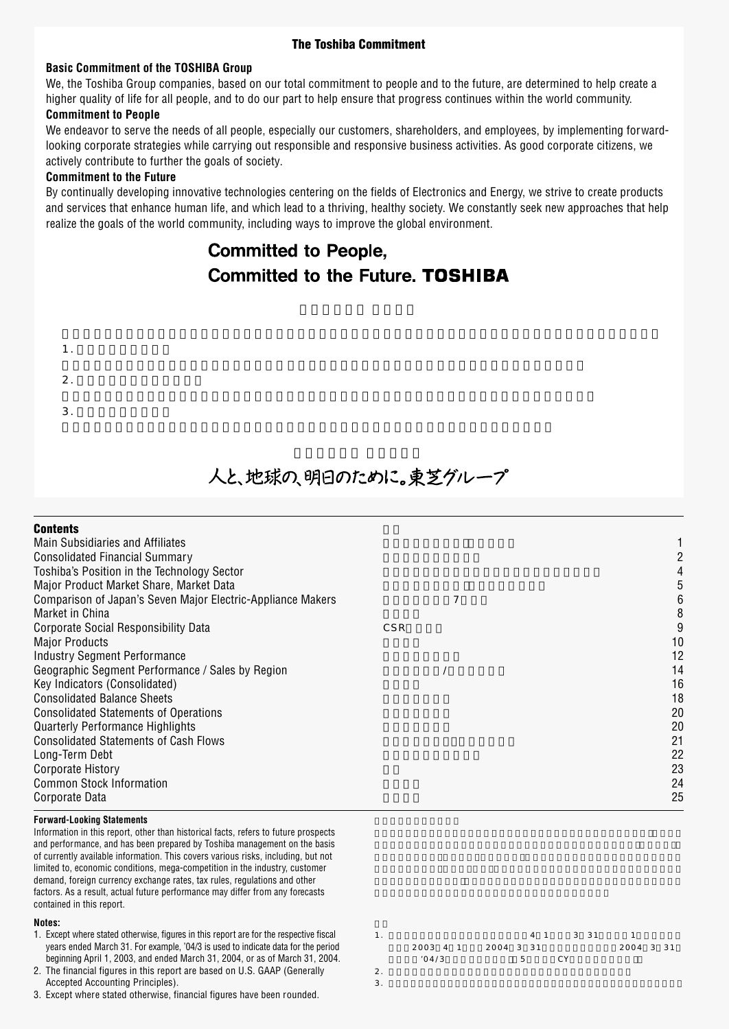## The Toshiba Commitment

### Basic Commitment of the TOSHIBA Group

We, the Toshiba Group companies, based on our total commitment to people and to the future, are determined to help create a higher quality of life for all people, and to do our part to help ensure that progress continues within the world community.

### Commitment to People

We endeavor to serve the needs of all people, especially our customers, shareholders, and employees, by implementing forward-looking corporate strategies while carrying out responsible and responsive business activities. As good corporate citizens, we actively contribute to further the goals of society.

### Commitment to the Future

By continually developing innovative technologies centering on the fields of Electronics and Energy, we strive to create products and services that enhance human life, and which lead to a thriving, healthy society. We constantly seek new approaches that help realize the goals of the world community, including ways to improve the global environment.

**Committed to People,**
**Committed to the Future. TOSHIBA**

**人と、地球の、明日のために。東芝グループ**

---

## Contents

| | | |
|---|---|---|
| Main Subsidiaries and Affiliates | | 1 |
| Consolidated Financial Summary | | 2 |
| Toshiba's Position in the Technology Sector | | 4 |
| Major Product Market Share, Market Data | | 5 |
| Comparison of Japan's Seven Major Electric-Appliance Makers | 7 | 6 |
| Market in China | | 8 |
| Corporate Social Responsibility Data | CSR | 9 |
| Major Products | | 10 |
| Industry Segment Performance | | 12 |
| Geographic Segment Performance / Sales by Region | / | 14 |
| Key Indicators (Consolidated) | | 16 |
| Consolidated Balance Sheets | | 18 |
| Consolidated Statements of Operations | | 20 |
| Quarterly Performance Highlights | | 20 |
| Consolidated Statements of Cash Flows | | 21 |
| Long-Term Debt | | 22 |
| Corporate History | | 23 |
| Common Stock Information | | 24 |
| Corporate Data | | 25 |

#### Forward-Looking Statements

Information in this report, other than historical facts, refers to future prospects and performance, and has been prepared by Toshiba management on the basis of currently available information. This covers various risks, including, but not limited to, economic conditions, mega-competition in the industry, customer demand, foreign currency exchange rates, tax rules, regulations and other factors. As a result, actual future performance may differ from any forecasts contained in this report.

#### Notes:

1. Except where stated otherwise, figures in this report are for the respective fiscal years ended March 31. For example, '04/3 is used to indicate data for the period beginning April 1, 2003, and ended March 31, 2004, or as of March 31, 2004.
2. The financial figures in this report are based on U.S. GAAP (Generally Accepted Accounting Principles).
3. Except where stated otherwise, financial figures have been rounded.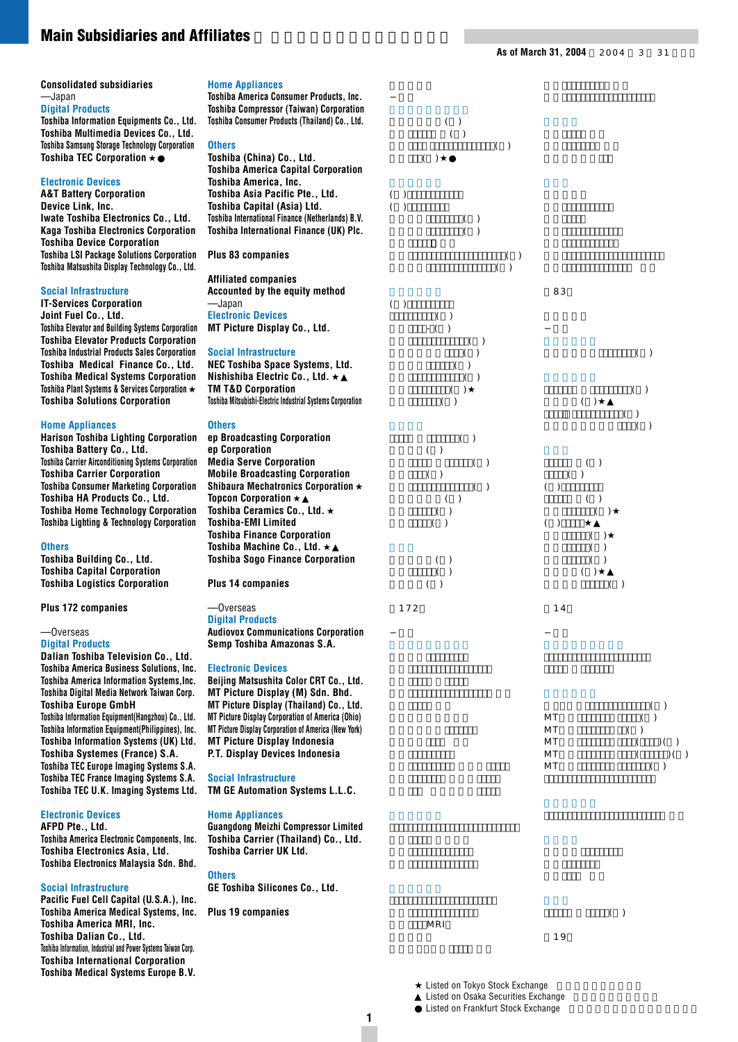# Main Subsidiaries and Affiliates

As of March 31, 2004

**Consolidated subsidiaries**

—Japan

### Digital Products

Toshiba Information Equipments Co., Ltd.
Toshiba Multimedia Devices Co., Ltd.
Toshiba Samsung Storage Technology Corporation
Toshiba TEC Corporation ★●

### Electronic Devices

A&T Battery Corporation
Device Link, Inc.
Iwate Toshiba Electronics Co., Ltd.
Kaga Toshiba Electronics Corporation
Toshiba Device Corporation
Toshiba LSI Package Solutions Corporation
Toshiba Matsushita Display Technology Co., Ltd.

### Social Infrastructure

IT-Services Corporation
Joint Fuel Co., Ltd.
Toshiba Elevator and Building Systems Corporation
Toshiba Elevator Products Corporation
Toshiba Industrial Products Sales Corporation
Toshiba Medical Finance Co., Ltd.
Toshiba Medical Systems Corporation
Toshiba Plant Systems & Services Corporation ★
Toshiba Solutions Corporation

### Home Appliances

Harison Toshiba Lighting Corporation
Toshiba Battery Co., Ltd.
Toshiba Carrier Airconditioning Systems Corporation
Toshiba Carrier Corporation
Toshiba Consumer Marketing Corporation
Toshiba HA Products Co., Ltd.
Toshiba Home Technology Corporation
Toshiba Lighting & Technology Corporation

### Others

Toshiba Building Co., Ltd.
Toshiba Capital Corporation
Toshiba Logistics Corporation

Plus 172 companies

—Overseas

### Digital Products

Dalian Toshiba Television Co., Ltd.
Toshiba America Business Solutions, Inc.
Toshiba America Information Systems,Inc.
Toshiba Digital Media Network Taiwan Corp.
Toshiba Europe GmbH
Toshiba Information Equipment(Hangzhou) Co., Ltd.
Toshiba Information Equipment(Philippines), Inc.
Toshiba Information Systems (UK) Ltd.
Toshiba Systemes (France) S.A.
Toshiba TEC Europe Imaging Systems S.A.
Toshiba TEC France Imaging Systems S.A.
Toshiba TEC U.K. Imaging Systems Ltd.

### Electronic Devices

AFPD Pte., Ltd.
Toshiba America Electronic Components, Inc.
Toshiba Electronics Asia, Ltd.
Toshiba Electronics Malaysia Sdn. Bhd.

### Social Infrastructure

Pacific Fuel Cell Capital (U.S.A.), Inc.
Toshiba America Medical Systems, Inc.
Toshiba America MRI, Inc.
Toshiba Dalian Co., Ltd.
Toshiba Information, Industrial and Power Systems Taiwan Corp.
Toshiba International Corporation
Toshiba Medical Systems Europe B.V.

### Home Appliances

Toshiba America Consumer Products, Inc.
Toshiba Compressor (Taiwan) Corporation
Toshiba Consumer Products (Thailand) Co., Ltd.

### Others

Toshiba (China) Co., Ltd.
Toshiba America Capital Corporation
Toshiba America, Inc.
Toshiba Asia Pacific Pte., Ltd.
Toshiba Capital (Asia) Ltd.
Toshiba International Finance (Netherlands) B.V.
Toshiba International Finance (UK) Plc.

Plus 83 companies

**Affiliated companies**
**Accounted by the equity method**

—Japan

### Electronic Devices

MT Picture Display Co., Ltd.

### Social Infrastructure

NEC Toshiba Space Systems, Ltd.
Nishishiba Electric Co., Ltd. ★▲
TM T&D Corporation
Toshiba Mitsubishi-Electric Industrial Systems Corporation

### Others

ep Broadcasting Corporation
ep Corporation
Media Serve Corporation
Mobile Broadcasting Corporation
Shibaura Mechatronics Corporation ★
Topcon Corporation ★▲
Toshiba Ceramics Co., Ltd. ★
Toshiba-EMI Limited
Toshiba Finance Corporation
Toshiba Machine Co., Ltd. ★▲
Toshiba Sogo Finance Corporation

Plus 14 companies

—Overseas

### Digital Products

Audiovox Communications Corporation
Semp Toshiba Amazonas S.A.

### Electronic Devices

Beijing Matsushita Color CRT Co., Ltd.
MT Picture Display (M) Sdn. Bhd.
MT Picture Display (Thailand) Co., Ltd.
MT Picture Display Corporation of America (Ohio)
MT Picture Display Corporation of America (New York)
MT Picture Display Indonesia
P.T. Display Devices Indonesia

### Social Infrastructure

TM GE Automation Systems L.L.C.

### Home Appliances

Guangdong Meizhi Compressor Limited
Toshiba Carrier (Thailand) Co., Ltd.
Toshiba Carrier UK Ltd.

### Others

GE Toshiba Silicones Co., Ltd.

Plus 19 companies

★ Listed on Tokyo Stock Exchange
▲ Listed on Osaka Securities Exchange
● Listed on Frankfurt Stock Exchange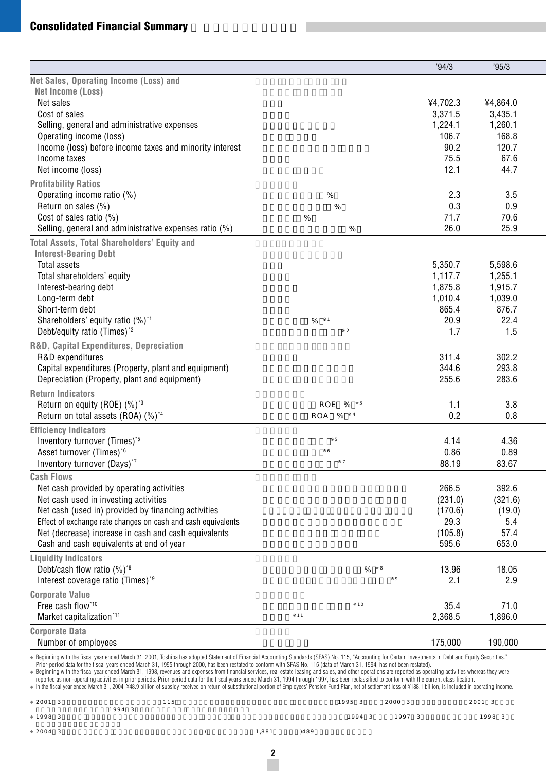## Consolidated Financial Summary

| | | '94/3 | '95/3 |
|---|---|---|---|
| **Net Sales, Operating Income (Loss) and Net Income (Loss)** | | | |
| Net sales | | ¥4,702.3 | ¥4,864.0 |
| Cost of sales | | 3,371.5 | 3,435.1 |
| Selling, general and administrative expenses | | 1,224.1 | 1,260.1 |
| Operating income (loss) | | 106.7 | 168.8 |
| Income (loss) before income taxes and minority interest | | 90.2 | 120.7 |
| Income taxes | | 75.5 | 67.6 |
| Net income (loss) | | 12.1 | 44.7 |
| **Profitability Ratios** | | | |
| Operating income ratio (%) | % | 2.3 | 3.5 |
| Return on sales (%) | % | 0.3 | 0.9 |
| Cost of sales ratio (%) | % | 71.7 | 70.6 |
| Selling, general and administrative expenses ratio (%) | % | 26.0 | 25.9 |
| **Total Assets, Total Shareholders' Equity and Interest-Bearing Debt** | | | |
| Total assets | | 5,350.7 | 5,598.6 |
| Total shareholders' equity | | 1,117.7 | 1,255.1 |
| Interest-bearing debt | | 1,875.8 | 1,915.7 |
| Long-term debt | | 1,010.4 | 1,039.0 |
| Short-term debt | | 865.4 | 876.7 |
| Shareholders' equity ratio (%)*1 | % *1 | 20.9 | 22.4 |
| Debt/equity ratio (Times)*2 | *2 | 1.7 | 1.5 |
| **R&D, Capital Expenditures, Depreciation** | | | |
| R&D expenditures | | 311.4 | 302.2 |
| Capital expenditures (Property, plant and equipment) | | 344.6 | 293.8 |
| Depreciation (Property, plant and equipment) | | 255.6 | 283.6 |
| **Return Indicators** | | | |
| Return on equity (ROE) (%)*3 | ROE % *3 | 1.1 | 3.8 |
| Return on total assets (ROA) (%)*4 | ROA % *4 | 0.2 | 0.8 |
| **Efficiency Indicators** | | | |
| Inventory turnover (Times)*5 | *5 | 4.14 | 4.36 |
| Asset turnover (Times)*6 | *6 | 0.86 | 0.89 |
| Inventory turnover (Days)*7 | *7 | 88.19 | 83.67 |
| **Cash Flows** | | | |
| Net cash provided by operating activities | | 266.5 | 392.6 |
| Net cash used in investing activities | | (231.0) | (321.6) |
| Net cash (used in) provided by financing activities | | (170.6) | (19.0) |
| Effect of exchange rate changes on cash and cash equivalents | | 29.3 | 5.4 |
| Net (decrease) increase in cash and cash equivalents | | (105.8) | 57.4 |
| Cash and cash equivalents at end of year | | 595.6 | 653.0 |
| **Liquidity Indicators** | | | |
| Debt/cash flow ratio (%)*8 | % *8 | 13.96 | 18.05 |
| Interest coverage ratio (Times)*9 | *9 | 2.1 | 2.9 |
| **Corporate Value** | | | |
| Free cash flow*10 | *10 | 35.4 | 71.0 |
| Market capitalization*11 | *11 | 2,368.5 | 1,896.0 |
| **Corporate Data** | | | |
| Number of employees | | 175,000 | 190,000 |

- Beginning with the fiscal year ended March 31, 2001, Toshiba has adopted Statement of Financial Accounting Standards (SFAS) No. 115, "Accounting for Certain Investments in Debt and Equity Securities." Prior-period data for the fiscal years ended March 31, 1995 through 2000, has been restated to conform with SFAS No. 115 (data of March 31, 1994, has not been restated).
- Beginning with the fiscal year ended March 31, 1998, revenues and expenses from financial services, real estate leasing and sales, and other operations are reported as operating activities whereas they were reported as non-operating activities in prior periods. Prior-period data for the fiscal years ended March 31, 1994 through 1997, has been reclassified to conform with the current classification.
- In the fiscal year ended March 31, 2004, ¥48.9 billion of subsidy received on return of substitutional portion of Employees' Pension Fund Plan, net of settlement loss of ¥188.1 billion, is included in operating income.

- 2001 3 115 1995 3 2000 3 2001 3 1994 3
- 1998 3 1994 3 1997 3 1998 3
- 2004 3 ( 1,881 )489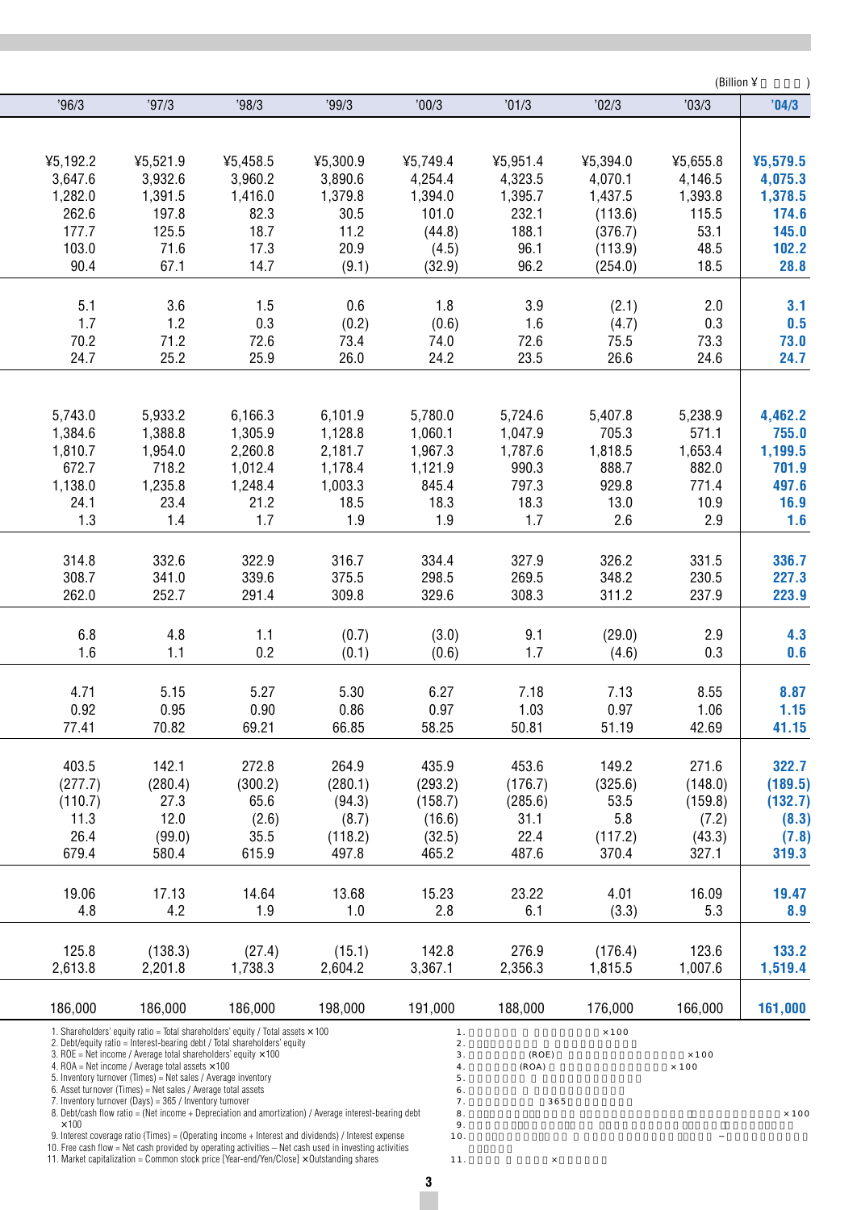(Billion ¥ )

| '96/3 | '97/3 | '98/3 | '99/3 | '00/3 | '01/3 | '02/3 | '03/3 | **'04/3** |
|---|---|---|---|---|---|---|---|---|
| ¥5,192.2 | ¥5,521.9 | ¥5,458.5 | ¥5,300.9 | ¥5,749.4 | ¥5,951.4 | ¥5,394.0 | ¥5,655.8 | **¥5,579.5** |
| 3,647.6 | 3,932.6 | 3,960.2 | 3,890.6 | 4,254.4 | 4,323.5 | 4,070.1 | 4,146.5 | **4,075.3** |
| 1,282.0 | 1,391.5 | 1,416.0 | 1,379.8 | 1,394.0 | 1,395.7 | 1,437.5 | 1,393.8 | **1,378.5** |
| 262.6 | 197.8 | 82.3 | 30.5 | 101.0 | 232.1 | (113.6) | 115.5 | **174.6** |
| 177.7 | 125.5 | 18.7 | 11.2 | (44.8) | 188.1 | (376.7) | 53.1 | **145.0** |
| 103.0 | 71.6 | 17.3 | 20.9 | (4.5) | 96.1 | (113.9) | 48.5 | **102.2** |
| 90.4 | 67.1 | 14.7 | (9.1) | (32.9) | 96.2 | (254.0) | 18.5 | **28.8** |
| 5.1 | 3.6 | 1.5 | 0.6 | 1.8 | 3.9 | (2.1) | 2.0 | **3.1** |
| 1.7 | 1.2 | 0.3 | (0.2) | (0.6) | 1.6 | (4.7) | 0.3 | **0.5** |
| 70.2 | 71.2 | 72.6 | 73.4 | 74.0 | 72.6 | 75.5 | 73.3 | **73.0** |
| 24.7 | 25.2 | 25.9 | 26.0 | 24.2 | 23.5 | 26.6 | 24.6 | **24.7** |
| 5,743.0 | 5,933.2 | 6,166.3 | 6,101.9 | 5,780.0 | 5,724.6 | 5,407.8 | 5,238.9 | **4,462.2** |
| 1,384.6 | 1,388.8 | 1,305.9 | 1,128.8 | 1,060.1 | 1,047.9 | 705.3 | 571.1 | **755.0** |
| 1,810.7 | 1,954.0 | 2,260.8 | 2,181.7 | 1,967.3 | 1,787.6 | 1,818.5 | 1,653.4 | **1,199.5** |
| 672.7 | 718.2 | 1,012.4 | 1,178.4 | 1,121.9 | 990.3 | 888.7 | 882.0 | **701.9** |
| 1,138.0 | 1,235.8 | 1,248.4 | 1,003.3 | 845.4 | 797.3 | 929.8 | 771.4 | **497.6** |
| 24.1 | 23.4 | 21.2 | 18.5 | 18.3 | 18.3 | 13.0 | 10.9 | **16.9** |
| 1.3 | 1.4 | 1.7 | 1.9 | 1.9 | 1.7 | 2.6 | 2.9 | **1.6** |
| 314.8 | 332.6 | 322.9 | 316.7 | 334.4 | 327.9 | 326.2 | 331.5 | **336.7** |
| 308.7 | 341.0 | 339.6 | 375.5 | 298.5 | 269.5 | 348.2 | 230.5 | **227.3** |
| 262.0 | 252.7 | 291.4 | 309.8 | 329.6 | 308.3 | 311.2 | 237.9 | **223.9** |
| 6.8 | 4.8 | 1.1 | (0.7) | (3.0) | 9.1 | (29.0) | 2.9 | **4.3** |
| 1.6 | 1.1 | 0.2 | (0.1) | (0.6) | 1.7 | (4.6) | 0.3 | **0.6** |
| 4.71 | 5.15 | 5.27 | 5.30 | 6.27 | 7.18 | 7.13 | 8.55 | **8.87** |
| 0.92 | 0.95 | 0.90 | 0.86 | 0.97 | 1.03 | 0.97 | 1.06 | **1.15** |
| 77.41 | 70.82 | 69.21 | 66.85 | 58.25 | 50.81 | 51.19 | 42.69 | **41.15** |
| 403.5 | 142.1 | 272.8 | 264.9 | 435.9 | 453.6 | 149.2 | 271.6 | **322.7** |
| (277.7) | (280.4) | (300.2) | (280.1) | (293.2) | (176.7) | (325.6) | (148.0) | **(189.5)** |
| (110.7) | 27.3 | 65.6 | (94.3) | (158.7) | (285.6) | 53.5 | (159.8) | **(132.7)** |
| 11.3 | 12.0 | (2.6) | (8.7) | (16.6) | 31.1 | 5.8 | (7.2) | **(8.3)** |
| 26.4 | (99.0) | 35.5 | (118.2) | (32.5) | 22.4 | (117.2) | (43.3) | **(7.8)** |
| 679.4 | 580.4 | 615.9 | 497.8 | 465.2 | 487.6 | 370.4 | 327.1 | **319.3** |
| 19.06 | 17.13 | 14.64 | 13.68 | 15.23 | 23.22 | 4.01 | 16.09 | **19.47** |
| 4.8 | 4.2 | 1.9 | 1.0 | 2.8 | 6.1 | (3.3) | 5.3 | **8.9** |
| 125.8 | (138.3) | (27.4) | (15.1) | 142.8 | 276.9 | (176.4) | 123.6 | **133.2** |
| 2,613.8 | 2,201.8 | 1,738.3 | 2,604.2 | 3,367.1 | 2,356.3 | 1,815.5 | 1,007.6 | **1,519.4** |
| 186,000 | 186,000 | 186,000 | 198,000 | 191,000 | 188,000 | 176,000 | 166,000 | **161,000** |

1. Shareholders' equity ratio = Total shareholders' equity / Total assets × 100
2. Debt/equity ratio = Interest-bearing debt / Total shareholders' equity
3. ROE = Net income / Average total shareholders' equity × 100
4. ROA = Net income / Average total assets × 100
5. Inventory turnover (Times) = Net sales / Average inventory
6. Asset turnover (Times) = Net sales / Average total assets
7. Inventory turnover (Days) = 365 / Inventory turnover
8. Debt/cash flow ratio = (Net income + Depreciation and amortization) / Average interest-bearing debt ×100
9. Interest coverage ratio (Times) = (Operating income + Interest and dividends) / Interest expense
10. Free cash flow = Net cash provided by operating activities – Net cash used in investing activities
11. Market capitalization = Common stock price [Year-end/Yen/Close] × Outstanding shares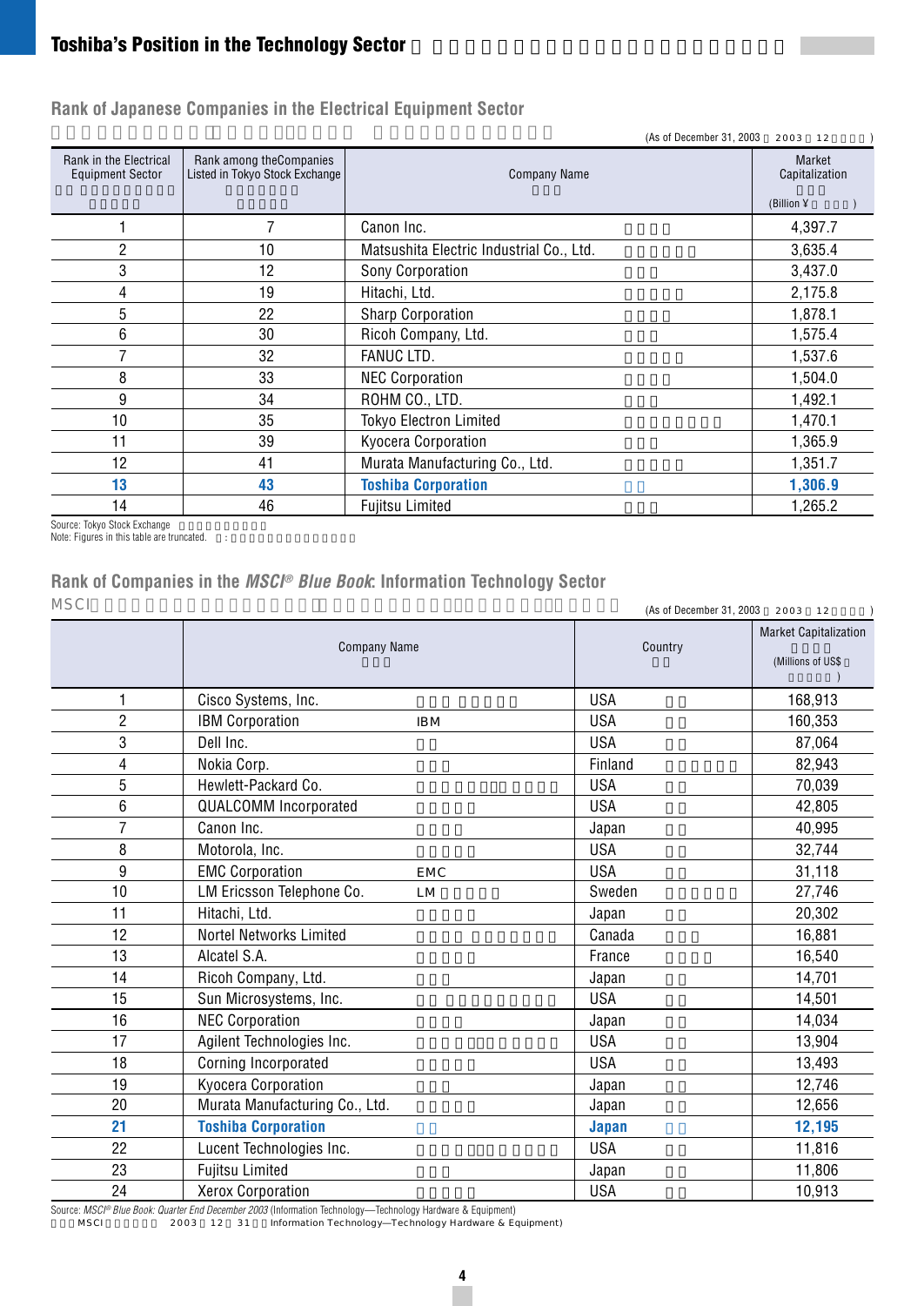# Toshiba's Position in the Technology Sector

## Rank of Japanese Companies in the Electrical Equipment Sector

(As of December 31, 2003)

| Rank in the Electrical Equipment Sector | Rank among the Companies Listed in Tokyo Stock Exchange | Company Name | Market Capitalization (Billion ¥) |
|---|---|---|---|
| 1 | 7 | Canon Inc. | 4,397.7 |
| 2 | 10 | Matsushita Electric Industrial Co., Ltd. | 3,635.4 |
| 3 | 12 | Sony Corporation | 3,437.0 |
| 4 | 19 | Hitachi, Ltd. | 2,175.8 |
| 5 | 22 | Sharp Corporation | 1,878.1 |
| 6 | 30 | Ricoh Company, Ltd. | 1,575.4 |
| 7 | 32 | FANUC LTD. | 1,537.6 |
| 8 | 33 | NEC Corporation | 1,504.0 |
| 9 | 34 | ROHM CO., LTD. | 1,492.1 |
| 10 | 35 | Tokyo Electron Limited | 1,470.1 |
| 11 | 39 | Kyocera Corporation | 1,365.9 |
| 12 | 41 | Murata Manufacturing Co., Ltd. | 1,351.7 |
| **13** | **43** | **Toshiba Corporation** | **1,306.9** |
| 14 | 46 | Fujitsu Limited | 1,265.2 |

Source: Tokyo Stock Exchange
Note: Figures in this table are truncated.

## Rank of Companies in the *MSCI® Blue Book*: Information Technology Sector

(As of December 31, 2003)

| | Company Name | Country | Market Capitalization (Millions of US$) |
|---|---|---|---|
| 1 | Cisco Systems, Inc. | USA | 168,913 |
| 2 | IBM Corporation | USA | 160,353 |
| 3 | Dell Inc. | USA | 87,064 |
| 4 | Nokia Corp. | Finland | 82,943 |
| 5 | Hewlett-Packard Co. | USA | 70,039 |
| 6 | QUALCOMM Incorporated | USA | 42,805 |
| 7 | Canon Inc. | Japan | 40,995 |
| 8 | Motorola, Inc. | USA | 32,744 |
| 9 | EMC Corporation | USA | 31,118 |
| 10 | LM Ericsson Telephone Co. | Sweden | 27,746 |
| 11 | Hitachi, Ltd. | Japan | 20,302 |
| 12 | Nortel Networks Limited | Canada | 16,881 |
| 13 | Alcatel S.A. | France | 16,540 |
| 14 | Ricoh Company, Ltd. | Japan | 14,701 |
| 15 | Sun Microsystems, Inc. | USA | 14,501 |
| 16 | NEC Corporation | Japan | 14,034 |
| 17 | Agilent Technologies Inc. | USA | 13,904 |
| 18 | Corning Incorporated | USA | 13,493 |
| 19 | Kyocera Corporation | Japan | 12,746 |
| 20 | Murata Manufacturing Co., Ltd. | Japan | 12,656 |
| **21** | **Toshiba Corporation** | **Japan** | **12,195** |
| 22 | Lucent Technologies Inc. | USA | 11,816 |
| 23 | Fujitsu Limited | Japan | 11,806 |
| 24 | Xerox Corporation | USA | 10,913 |

Source: *MSCI® Blue Book: Quarter End December 2003* (Information Technology—Technology Hardware & Equipment)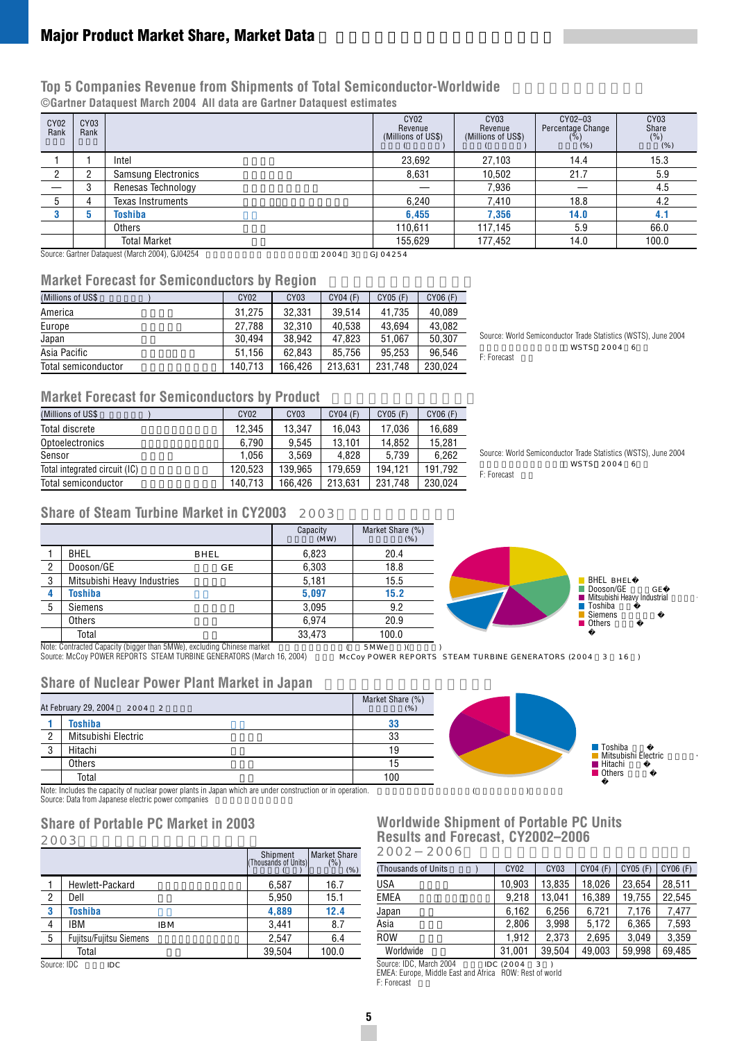# Major Product Market Share, Market Data

## Top 5 Companies Revenue from Shipments of Total Semiconductor-Worldwide

**©Gartner Dataquest March 2004 All data are Gartner Dataquest estimates**

| CY02 Rank | CY03 Rank | | CY02 Revenue (Millions of US$) | CY03 Revenue (Millions of US$) | CY02–03 Percentage Change (%) | CY03 Share (%) |
|---|---|---|---|---|---|---|
| 1 | 1 | Intel | 23,692 | 27,103 | 14.4 | 15.3 |
| 2 | 2 | Samsung Electronics | 8,631 | 10,502 | 21.7 | 5.9 |
| — | 3 | Renesas Technology | — | 7,936 | — | 4.5 |
| 5 | 4 | Texas Instruments | 6,240 | 7,410 | 18.8 | 4.2 |
| **3** | **5** | **Toshiba** | **6,455** | **7,356** | **14.0** | **4.1** |
| | | Others | 110,611 | 117,145 | 5.9 | 66.0 |
| | | Total Market | 155,629 | 177,452 | 14.0 | 100.0 |

Source: Gartner Dataquest (March 2004), GJ04254

## Market Forecast for Semiconductors by Region

| (Millions of US$) | CY02 | CY03 | CY04 (F) | CY05 (F) | CY06 (F) |
|---|---|---|---|---|---|
| America | 31,275 | 32,331 | 39,514 | 41,735 | 40,089 |
| Europe | 27,788 | 32,310 | 40,538 | 43,694 | 43,082 |
| Japan | 30,494 | 38,942 | 47,823 | 51,067 | 50,307 |
| Asia Pacific | 51,156 | 62,843 | 85,756 | 95,253 | 96,546 |
| Total semiconductor | 140,713 | 166,426 | 213,631 | 231,748 | 230,024 |

Source: World Semiconductor Trade Statistics (WSTS), June 2004
F: Forecast

## Market Forecast for Semiconductors by Product

| (Millions of US$) | CY02 | CY03 | CY04 (F) | CY05 (F) | CY06 (F) |
|---|---|---|---|---|---|
| Total discrete | 12,345 | 13,347 | 16,043 | 17,036 | 16,689 |
| Optoelectronics | 6,790 | 9,545 | 13,101 | 14,852 | 15,281 |
| Sensor | 1,056 | 3,569 | 4,828 | 5,739 | 6,262 |
| Total integrated circuit (IC) | 120,523 | 139,965 | 179,659 | 194,121 | 191,792 |
| Total semiconductor | 140,713 | 166,426 | 213,631 | 231,748 | 230,024 |

Source: World Semiconductor Trade Statistics (WSTS), June 2004
F: Forecast

## Share of Steam Turbine Market in CY2003

| | | Capacity (MW) | Market Share (%) |
|---|---|---|---|
| 1 | BHEL | 6,823 | 20.4 |
| 2 | Dooson/GE | 6,303 | 18.8 |
| 3 | Mitsubishi Heavy Industries | 5,181 | 15.5 |
| **4** | **Toshiba** | **5,097** | **15.2** |
| 5 | Siemens | 3,095 | 9.2 |
| | Others | 6,974 | 20.9 |
| | Total | 33,473 | 100.0 |

Note: Contracted Capacity (bigger than 5MWe), excluding Chinese market
Source: McCoy POWER REPORTS STEAM TURBINE GENERATORS (March 16, 2004)

## Share of Nuclear Power Plant Market in Japan

| At February 29, 2004 | | Market Share (%) |
|---|---|---|
| **1** | **Toshiba** | **33** |
| 2 | Mitsubishi Electric | 33 |
| 3 | Hitachi | 19 |
| | Others | 15 |
| | Total | 100 |

Note: Includes the capacity of nuclear power plants in Japan which are under construction or in operation.
Source: Data from Japanese electric power companies

## Share of Portable PC Market in 2003

| | | Shipment (Thousands of Units) | Market Share (%) |
|---|---|---|---|
| 1 | Hewlett-Packard | 6,587 | 16.7 |
| 2 | Dell | 5,950 | 15.1 |
| **3** | **Toshiba** | **4,889** | **12.4** |
| 4 | IBM | 3,441 | 8.7 |
| 5 | Fujitsu/Fujitsu Siemens | 2,547 | 6.4 |
| | Total | 39,504 | 100.0 |

Source: IDC

## Worldwide Shipment of Portable PC Units Results and Forecast, CY2002–2006

| (Thousands of Units) | CY02 | CY03 | CY04 (F) | CY05 (F) | CY06 (F) |
|---|---|---|---|---|---|
| USA | 10,903 | 13,835 | 18,026 | 23,654 | 28,511 |
| EMEA | 9,218 | 13,041 | 16,389 | 19,755 | 22,545 |
| Japan | 6,162 | 6,256 | 6,721 | 7,176 | 7,477 |
| Asia | 2,806 | 3,998 | 5,172 | 6,365 | 7,593 |
| ROW | 1,912 | 2,373 | 2,695 | 3,049 | 3,359 |
| Worldwide | 31,001 | 39,504 | 49,003 | 59,998 | 69,485 |

Source: IDC, March 2004
EMEA: Europe, Middle East and Africa ROW: Rest of world
F: Forecast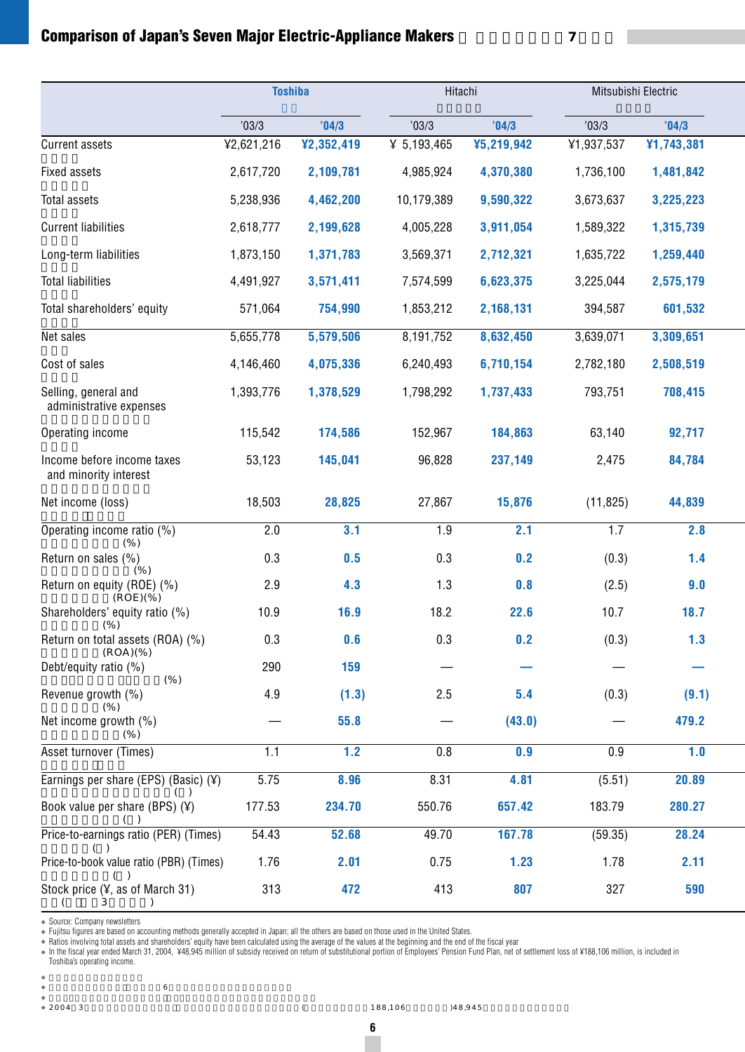## Comparison of Japan's Seven Major Electric-Appliance Makers

| | Toshiba | | Hitachi | | Mitsubishi Electric | |
|---|---|---|---|---|---|---|
| | '03/3 | '04/3 | '03/3 | '04/3 | '03/3 | '04/3 |
| Current assets | ¥2,621,216 | **¥2,352,419** | ¥ 5,193,465 | **¥5,219,942** | ¥1,937,537 | **¥1,743,381** |
| Fixed assets | 2,617,720 | **2,109,781** | 4,985,924 | **4,370,380** | 1,736,100 | **1,481,842** |
| Total assets | 5,238,936 | **4,462,200** | 10,179,389 | **9,590,322** | 3,673,637 | **3,225,223** |
| Current liabilities | 2,618,777 | **2,199,628** | 4,005,228 | **3,911,054** | 1,589,322 | **1,315,739** |
| Long-term liabilities | 1,873,150 | **1,371,783** | 3,569,371 | **2,712,321** | 1,635,722 | **1,259,440** |
| Total liabilities | 4,491,927 | **3,571,411** | 7,574,599 | **6,623,375** | 3,225,044 | **2,575,179** |
| Total shareholders' equity | 571,064 | **754,990** | 1,853,212 | **2,168,131** | 394,587 | **601,532** |
| Net sales | 5,655,778 | **5,579,506** | 8,191,752 | **8,632,450** | 3,639,071 | **3,309,651** |
| Cost of sales | 4,146,460 | **4,075,336** | 6,240,493 | **6,710,154** | 2,782,180 | **2,508,519** |
| Selling, general and administrative expenses | 1,393,776 | **1,378,529** | 1,798,292 | **1,737,433** | 793,751 | **708,415** |
| Operating income | 115,542 | **174,586** | 152,967 | **184,863** | 63,140 | **92,717** |
| Income before income taxes and minority interest | 53,123 | **145,041** | 96,828 | **237,149** | 2,475 | **84,784** |
| Net income (loss) | 18,503 | **28,825** | 27,867 | **15,876** | (11,825) | **44,839** |
| Operating income ratio (%) | 2.0 | **3.1** | 1.9 | **2.1** | 1.7 | **2.8** |
| Return on sales (%) | 0.3 | **0.5** | 0.3 | **0.2** | (0.3) | **1.4** |
| Return on equity (ROE) (%) | 2.9 | **4.3** | 1.3 | **0.8** | (2.5) | **9.0** |
| Shareholders' equity ratio (%) | 10.9 | **16.9** | 18.2 | **22.6** | 10.7 | **18.7** |
| Return on total assets (ROA) (%) | 0.3 | **0.6** | 0.3 | **0.2** | (0.3) | **1.3** |
| Debt/equity ratio (%) | 290 | **159** | — | **—** | — | **—** |
| Revenue growth (%) | 4.9 | **(1.3)** | 2.5 | **5.4** | (0.3) | **(9.1)** |
| Net income growth (%) | — | **55.8** | — | **(43.0)** | — | **479.2** |
| Asset turnover (Times) | 1.1 | **1.2** | 0.8 | **0.9** | 0.9 | **1.0** |
| Earnings per share (EPS) (Basic) (¥) | 5.75 | **8.96** | 8.31 | **4.81** | (5.51) | **20.89** |
| Book value per share (BPS) (¥) | 177.53 | **234.70** | 550.76 | **657.42** | 183.79 | **280.27** |
| Price-to-earnings ratio (PER) (Times) | 54.43 | **52.68** | 49.70 | **167.78** | (59.35) | **28.24** |
| Price-to-book value ratio (PBR) (Times) | 1.76 | **2.01** | 0.75 | **1.23** | 1.78 | **2.11** |
| Stock price (¥, as of March 31) | 313 | **472** | 413 | **807** | 327 | **590** |

- Source: Company newsletters
- Fujitsu figures are based on accounting methods generally accepted in Japan; all the others are based on those used in the United States.
- Ratios involving total assets and shareholders' equity have been calculated using the average of the values at the beginning and the end of the fiscal year
- In the fiscal year ended March 31, 2004, ¥48,945 million of subsidy received on return of substitutional portion of Employees' Pension Fund Plan, net of settlement loss of ¥188,106 million, is included in Toshiba's operating income.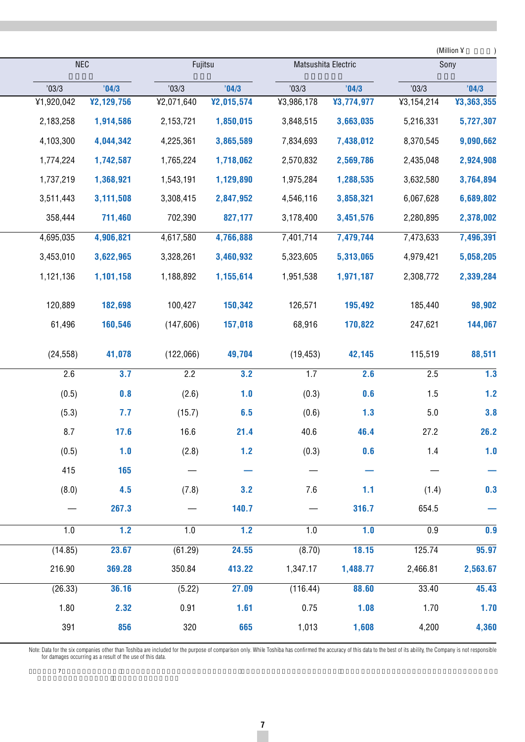(Million ¥ )

| NEC | | Fujitsu | | Matsushita Electric | | Sony | |
|---|---|---|---|---|---|---|---|
| '03/3 | '04/3 | '03/3 | '04/3 | '03/3 | '04/3 | '03/3 | '04/3 |
| ¥1,920,042 | **¥2,129,756** | ¥2,071,640 | **¥2,015,574** | ¥3,986,178 | **¥3,774,977** | ¥3,154,214 | **¥3,363,355** |
| 2,183,258 | **1,914,586** | 2,153,721 | **1,850,015** | 3,848,515 | **3,663,035** | 5,216,331 | **5,727,307** |
| 4,103,300 | **4,044,342** | 4,225,361 | **3,865,589** | 7,834,693 | **7,438,012** | 8,370,545 | **9,090,662** |
| 1,774,224 | **1,742,587** | 1,765,224 | **1,718,062** | 2,570,832 | **2,569,786** | 2,435,048 | **2,924,908** |
| 1,737,219 | **1,368,921** | 1,543,191 | **1,129,890** | 1,975,284 | **1,288,535** | 3,632,580 | **3,764,894** |
| 3,511,443 | **3,111,508** | 3,308,415 | **2,847,952** | 4,546,116 | **3,858,321** | 6,067,628 | **6,689,802** |
| 358,444 | **711,460** | 702,390 | **827,177** | 3,178,400 | **3,451,576** | 2,280,895 | **2,378,002** |
| 4,695,035 | **4,906,821** | 4,617,580 | **4,766,888** | 7,401,714 | **7,479,744** | 7,473,633 | **7,496,391** |
| 3,453,010 | **3,622,965** | 3,328,261 | **3,460,932** | 5,323,605 | **5,313,065** | 4,979,421 | **5,058,205** |
| 1,121,136 | **1,101,158** | 1,188,892 | **1,155,614** | 1,951,538 | **1,971,187** | 2,308,772 | **2,339,284** |
| 120,889 | **182,698** | 100,427 | **150,342** | 126,571 | **195,492** | 185,440 | **98,902** |
| 61,496 | **160,546** | (147,606) | **157,018** | 68,916 | **170,822** | 247,621 | **144,067** |
| (24,558) | **41,078** | (122,066) | **49,704** | (19,453) | **42,145** | 115,519 | **88,511** |
| 2.6 | **3.7** | 2.2 | **3.2** | 1.7 | **2.6** | 2.5 | **1.3** |
| (0.5) | **0.8** | (2.6) | **1.0** | (0.3) | **0.6** | 1.5 | **1.2** |
| (5.3) | **7.7** | (15.7) | **6.5** | (0.6) | **1.3** | 5.0 | **3.8** |
| 8.7 | **17.6** | 16.6 | **21.4** | 40.6 | **46.4** | 27.2 | **26.2** |
| (0.5) | **1.0** | (2.8) | **1.2** | (0.3) | **0.6** | 1.4 | **1.0** |
| 415 | **165** | — | **—** | — | **—** | — | **—** |
| (8.0) | **4.5** | (7.8) | **3.2** | 7.6 | **1.1** | (1.4) | **0.3** |
| — | **267.3** | — | **140.7** | — | **316.7** | 654.5 | **—** |
| 1.0 | **1.2** | 1.0 | **1.2** | 1.0 | **1.0** | 0.9 | **0.9** |
| (14.85) | **23.67** | (61.29) | **24.55** | (8.70) | **18.15** | 125.74 | **95.97** |
| 216.90 | **369.28** | 350.84 | **413.22** | 1,347.17 | **1,488.77** | 2,466.81 | **2,563.67** |
| (26.33) | **36.16** | (5.22) | **27.09** | (116.44) | **88.60** | 33.40 | **45.43** |
| 1.80 | **2.32** | 0.91 | **1.61** | 0.75 | **1.08** | 1.70 | **1.70** |
| 391 | **856** | 320 | **665** | 1,013 | **1,608** | 4,200 | **4,360** |

Note: Data for the six companies other than Toshiba are included for the purpose of comparison only. While Toshiba has confirmed the accuracy of this data to the best of its ability, the Company is not responsible for damages occurring as a result of the use of this data.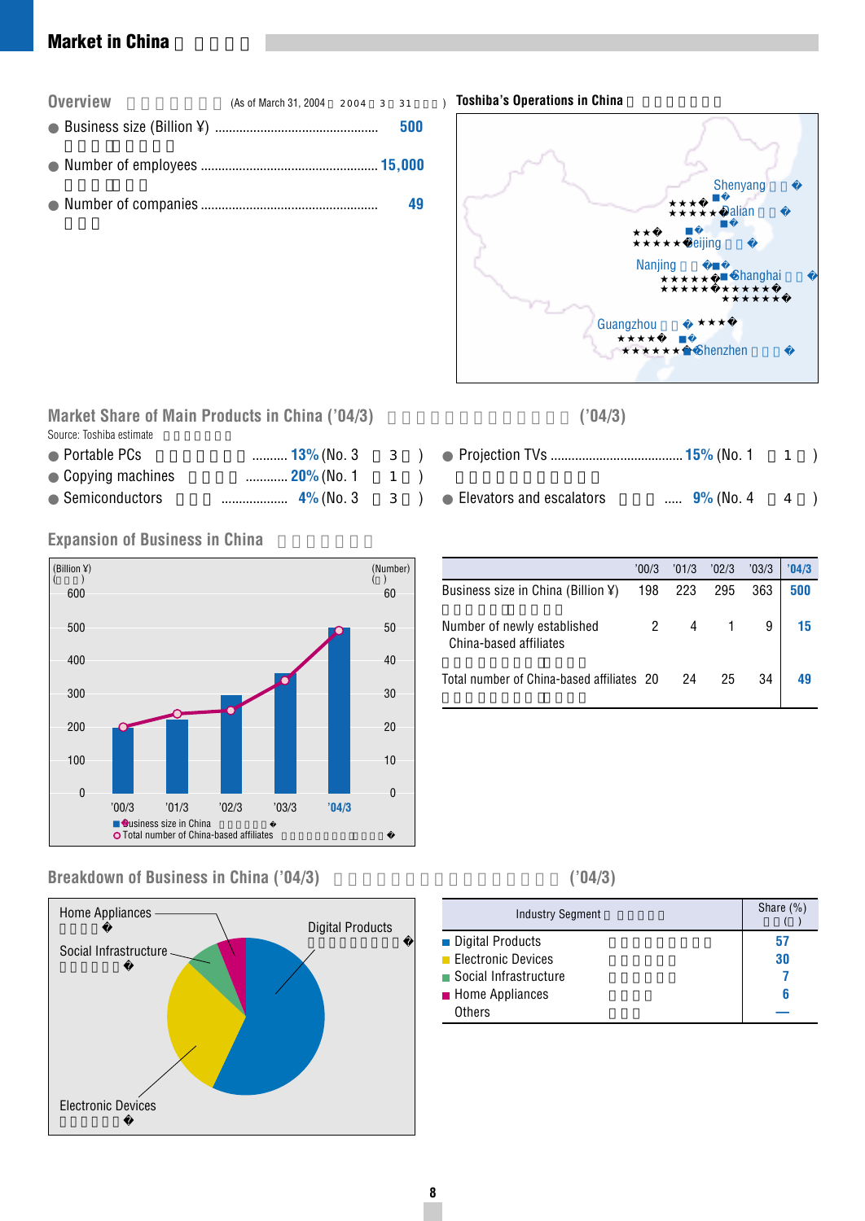# Market in China

## Overview (As of March 31, 2004)

- Business size (Billion ¥) ............................................. 500
- Number of employees ............................................. 15,000
- Number of companies ............................................. 49

## Toshiba's Operations in China

Shenyang
Dalian
Beijing
Nanjing
Shanghai
Guangzhou
Shenzhen

## Market Share of Main Products in China ('04/3)

Source: Toshiba estimate

- Portable PCs .......... 13% (No. 3)
- Copying machines ........... 20% (No. 1)
- Semiconductors .................. 4% (No. 3)
- Projection TVs ..................................... 15% (No. 1)
- Elevators and escalators ..... 9% (No. 4)

## Expansion of Business in China

| | '00/3 | '01/3 | '02/3 | '03/3 | '04/3 |
|---|---|---|---|---|---|
| Business size in China (Billion ¥) | 198 | 223 | 295 | 363 | 500 |
| Number of newly established China-based affiliates | 2 | 4 | 1 | 9 | 15 |
| Total number of China-based affiliates | 20 | 24 | 25 | 34 | 49 |

■ Business size in China
○ Total number of China-based affiliates

## Breakdown of Business in China ('04/3)

| Industry Segment | Share (%) |
|---|---|
| Digital Products | 57 |
| Electronic Devices | 30 |
| Social Infrastructure | 7 |
| Home Appliances | 6 |
| Others | — |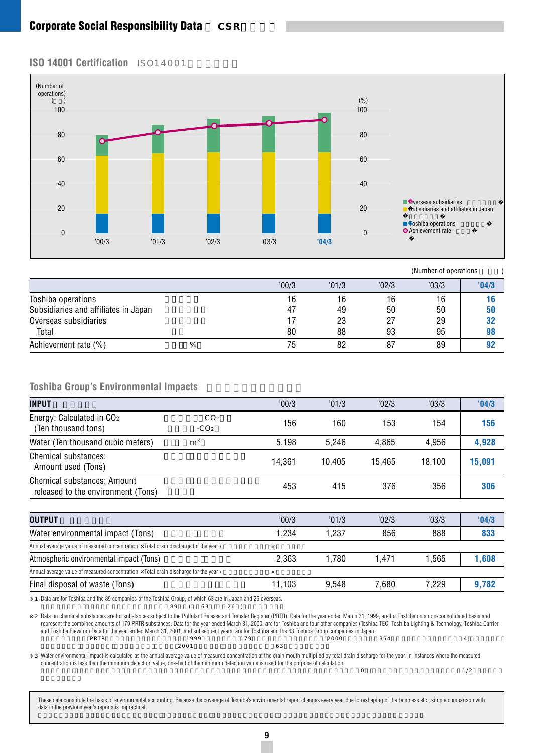## Corporate Social Responsibility Data　CSR

### ISO 14001 Certification　ISO14001

(Number of operations)

| | '00/3 | '01/3 | '02/3 | '03/3 | '04/3 |
|---|---|---|---|---|---|
| Toshiba operations | 16 | 16 | 16 | 16 | **16** |
| Subsidiaries and affiliates in Japan | 47 | 49 | 50 | 50 | **50** |
| Overseas subsidiaries | 17 | 23 | 27 | 29 | **32** |
| Total | 80 | 88 | 93 | 95 | **98** |
| Achievement rate (%) | 75 | 82 | 87 | 89 | **92** |

### Toshiba Group's Environmental Impacts

| INPUT | '00/3 | '01/3 | '02/3 | '03/3 | '04/3 |
|---|---|---|---|---|---|
| Energy: Calculated in $CO_2$ (Ten thousand tons) | 156 | 160 | 153 | 154 | **156** |
| Water (Ten thousand cubic meters) | 5,198 | 5,246 | 4,865 | 4,956 | **4,928** |
| Chemical substances: Amount used (Tons) | 14,361 | 10,405 | 15,465 | 18,100 | **15,091** |
| Chemical substances: Amount released to the environment (Tons) | 453 | 415 | 376 | 356 | **306** |

| OUTPUT | '00/3 | '01/3 | '02/3 | '03/3 | '04/3 |
|---|---|---|---|---|---|
| Water environmental impact (Tons) | 1,234 | 1,237 | 856 | 888 | **833** |
| Annual average value of measured concentration ×Total drain discharge for the year | | | | | |
| Atmospheric environmental impact (Tons) | 2,363 | 1,780 | 1,471 | 1,565 | **1,608** |
| Annual average value of measured concentration ×Total drain discharge for the year | | | | | |
| Final disposal of waste (Tons) | 11,103 | 9,548 | 7,680 | 7,229 | **9,782** |

※1 Data are for Toshiba and the 89 companies of the Toshiba Group, of which 63 are in Japan and 26 overseas.

※2 Data on chemical substances are for substances subject to the Pollutant Release and Transfer Register (PRTR). Data for the year ended March 31, 1999, are for Toshiba on a non-consolidated basis and represent the combined amounts of 179 PRTR substances. Data for the year ended March 31, 2000, are for Toshiba and four other companies (Toshiba TEC, Toshiba Lighting & Technology, Toshiba Carrier and Toshiba Elevator.) Data for the year ended March 31, 2001, and subsequent years, are for Toshiba and the 63 Toshiba Group companies in Japan.

※3 Water environmental impact is calculated as the annual average value of measured concentration at the drain mouth multiplied by total drain discharge for the year. In instances where the measured concentration is less than the minimum detection value, one-half of the minimum detection value is used for the purpose of calculation.

These data constitute the basis of environmental accounting. Because the coverage of Toshiba's environmental report changes every year due to reshaping of the business etc., simple comparison with data in the previous year's reports is impractical.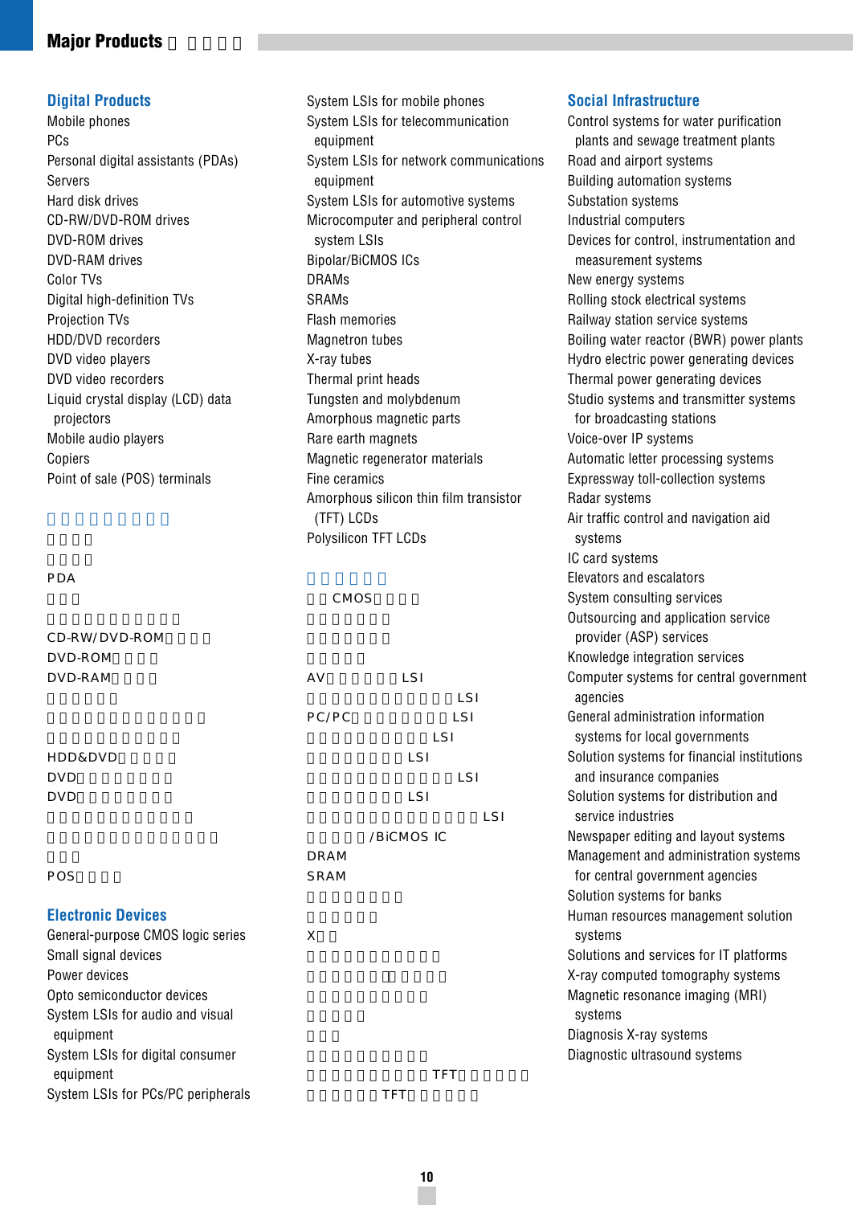# Major Products □ □□□□

## Digital Products

Mobile phones
PCs
Personal digital assistants (PDAs)
Servers
Hard disk drives
CD-RW/DVD-ROM drives
DVD-ROM drives
DVD-RAM drives
Color TVs
Digital high-definition TVs
Projection TVs
HDD/DVD recorders
DVD video players
DVD video recorders
Liquid crystal display (LCD) data projectors
Mobile audio players
Copiers
Point of sale (POS) terminals

## □□□□□□□□□

□□□□
□□□□
PDA
□□□
□□□□□□□□□□□
CD-RW/DVD-ROM□□□□
DVD-ROM□□□□
DVD-RAM□□□□
□□□□□□
□□□□□□□□□□□□□□
□□□□□□□□□□□
HDD&DVD□□□□□
DVD□□□□□□□□
DVD□□□□□□□□
□□□□□□□□□□□□
□□□□□□□□□□□□□□
□□□
POS□□□□

## Electronic Devices

General-purpose CMOS logic series
Small signal devices
Power devices
Opto semiconductor devices
System LSIs for audio and visual equipment
System LSIs for digital consumer equipment
System LSIs for PCs/PC peripherals
System LSIs for mobile phones
System LSIs for telecommunication equipment
System LSIs for network communications equipment
System LSIs for automotive systems
Microcomputer and peripheral control system LSIs
Bipolar/BiCMOS ICs
DRAMs
SRAMs
Flash memories
Magnetron tubes
X-ray tubes
Thermal print heads
Tungsten and molybdenum
Amorphous magnetic parts
Rare earth magnets
Magnetic regenerator materials
Fine ceramics
Amorphous silicon thin film transistor (TFT) LCDs
Polysilicon TFT LCDs

## □□□□□

□□CMOS□□□
□□□□□□
□□□□□□
□□□□
AV□□□□□LSI
□□□□□□□□□□□□LSI
PC/PC□□□□□□□□LSI
□□□□□□□□□LSI
□□□□□□□LSI
□□□□□□□□□□□□LSI
□□□□□□□LSI
□□□□□□□□□□□□□□LSI
□□□□/BiCMOS IC
DRAM
SRAM
□□□□□□□
□□□□□
X□□
□□□□□□□□□□
□□□□□□□□□□□
□□□□□□□□
□□□□
□□□
□□□□□□□□□
□□□□□□□□TFT□□□□□
□□□□□TFT□□□□□

## Social Infrastructure

Control systems for water purification plants and sewage treatment plants
Road and airport systems
Building automation systems
Substation systems
Industrial computers
Devices for control, instrumentation and measurement systems
New energy systems
Rolling stock electrical systems
Railway station service systems
Boiling water reactor (BWR) power plants
Hydro electric power generating devices
Thermal power generating devices
Studio systems and transmitter systems for broadcasting stations
Voice-over IP systems
Automatic letter processing systems
Expressway toll-collection systems
Radar systems
Air traffic control and navigation aid systems
IC card systems
Elevators and escalators
System consulting services
Outsourcing and application service provider (ASP) services
Knowledge integration services
Computer systems for central government agencies
General administration information systems for local governments
Solution systems for financial institutions and insurance companies
Solution systems for distribution and service industries
Newspaper editing and layout systems
Management and administration systems for central government agencies
Solution systems for banks
Human resources management solution systems
Solutions and services for IT platforms
X-ray computed tomography systems
Magnetic resonance imaging (MRI) systems
Diagnosis X-ray systems
Diagnostic ultrasound systems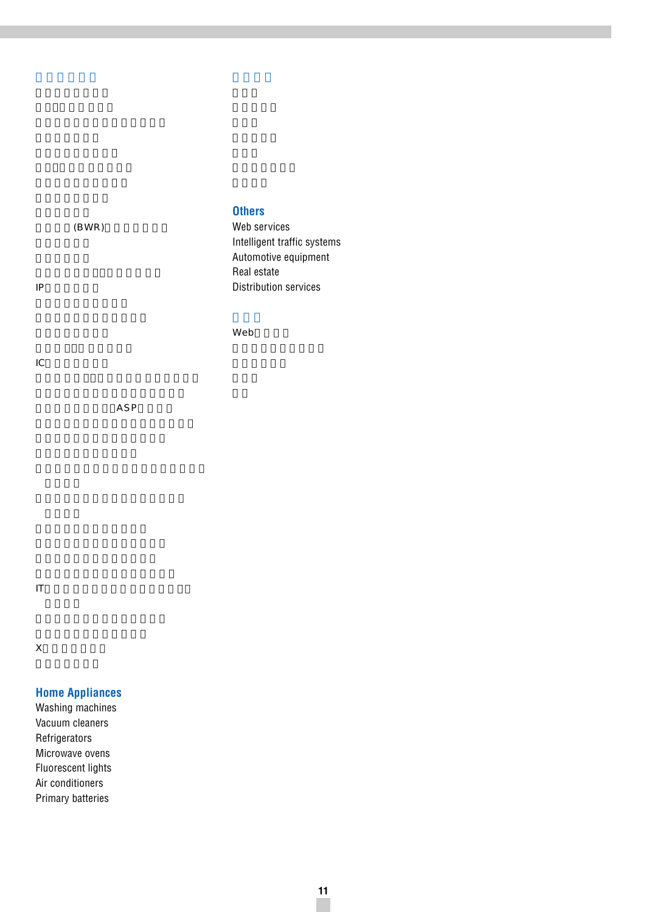## Others

Web services
Intelligent traffic systems
Automotive equipment
Real estate
Distribution services

## Home Appliances

Washing machines
Vacuum cleaners
Refrigerators
Microwave ovens
Fluorescent lights
Air conditioners
Primary batteries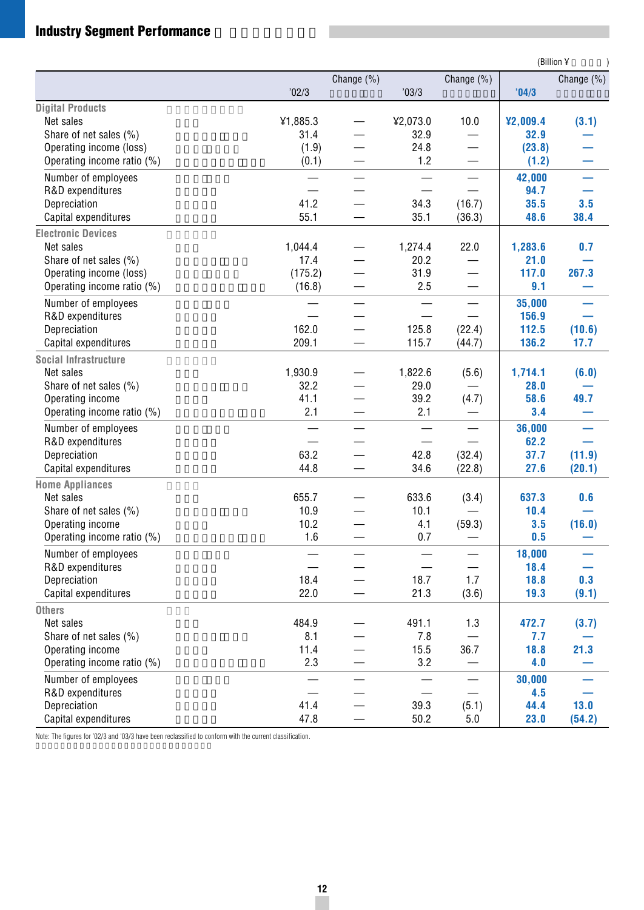## Industry Segment Performance

(Billion ¥)

| | '02/3 | Change (%) | '03/3 | Change (%) | '04/3 | Change (%) |
|---|---|---|---|---|---|---|
| **Digital Products** | | | | | | |
| Net sales | ¥1,885.3 | — | ¥2,073.0 | 10.0 | **¥2,009.4** | **(3.1)** |
| Share of net sales (%) | 31.4 | — | 32.9 | — | **32.9** | **—** |
| Operating income (loss) | (1.9) | — | 24.8 | — | **(23.8)** | **—** |
| Operating income ratio (%) | (0.1) | — | 1.2 | — | **(1.2)** | **—** |
| Number of employees | — | — | — | — | **42,000** | **—** |
| R&D expenditures | — | — | — | — | **94.7** | **—** |
| Depreciation | 41.2 | — | 34.3 | (16.7) | **35.5** | **3.5** |
| Capital expenditures | 55.1 | — | 35.1 | (36.3) | **48.6** | **38.4** |
| **Electronic Devices** | | | | | | |
| Net sales | 1,044.4 | — | 1,274.4 | 22.0 | **1,283.6** | **0.7** |
| Share of net sales (%) | 17.4 | — | 20.2 | — | **21.0** | **—** |
| Operating income (loss) | (175.2) | — | 31.9 | — | **117.0** | **267.3** |
| Operating income ratio (%) | (16.8) | — | 2.5 | — | **9.1** | **—** |
| Number of employees | — | — | — | — | **35,000** | **—** |
| R&D expenditures | — | — | — | — | **156.9** | **—** |
| Depreciation | 162.0 | — | 125.8 | (22.4) | **112.5** | **(10.6)** |
| Capital expenditures | 209.1 | — | 115.7 | (44.7) | **136.2** | **17.7** |
| **Social Infrastructure** | | | | | | |
| Net sales | 1,930.9 | — | 1,822.6 | (5.6) | **1,714.1** | **(6.0)** |
| Share of net sales (%) | 32.2 | — | 29.0 | — | **28.0** | **—** |
| Operating income | 41.1 | — | 39.2 | (4.7) | **58.6** | **49.7** |
| Operating income ratio (%) | 2.1 | — | 2.1 | — | **3.4** | **—** |
| Number of employees | — | — | — | — | **36,000** | **—** |
| R&D expenditures | — | — | — | — | **62.2** | **—** |
| Depreciation | 63.2 | — | 42.8 | (32.4) | **37.7** | **(11.9)** |
| Capital expenditures | 44.8 | — | 34.6 | (22.8) | **27.6** | **(20.1)** |
| **Home Appliances** | | | | | | |
| Net sales | 655.7 | — | 633.6 | (3.4) | **637.3** | **0.6** |
| Share of net sales (%) | 10.9 | — | 10.1 | — | **10.4** | **—** |
| Operating income | 10.2 | — | 4.1 | (59.3) | **3.5** | **(16.0)** |
| Operating income ratio (%) | 1.6 | — | 0.7 | — | **0.5** | **—** |
| Number of employees | — | — | — | — | **18,000** | **—** |
| R&D expenditures | — | — | — | — | **18.4** | **—** |
| Depreciation | 18.4 | — | 18.7 | 1.7 | **18.8** | **0.3** |
| Capital expenditures | 22.0 | — | 21.3 | (3.6) | **19.3** | **(9.1)** |
| **Others** | | | | | | |
| Net sales | 484.9 | — | 491.1 | 1.3 | **472.7** | **(3.7)** |
| Share of net sales (%) | 8.1 | — | 7.8 | — | **7.7** | **—** |
| Operating income | 11.4 | — | 15.5 | 36.7 | **18.8** | **21.3** |
| Operating income ratio (%) | 2.3 | — | 3.2 | — | **4.0** | **—** |
| Number of employees | — | — | — | — | **30,000** | **—** |
| R&D expenditures | — | — | — | — | **4.5** | **—** |
| Depreciation | 41.4 | — | 39.3 | (5.1) | **44.4** | **13.0** |
| Capital expenditures | 47.8 | — | 50.2 | 5.0 | **23.0** | **(54.2)** |

Note: The figures for '02/3 and '03/3 have been reclassified to conform with the current classification.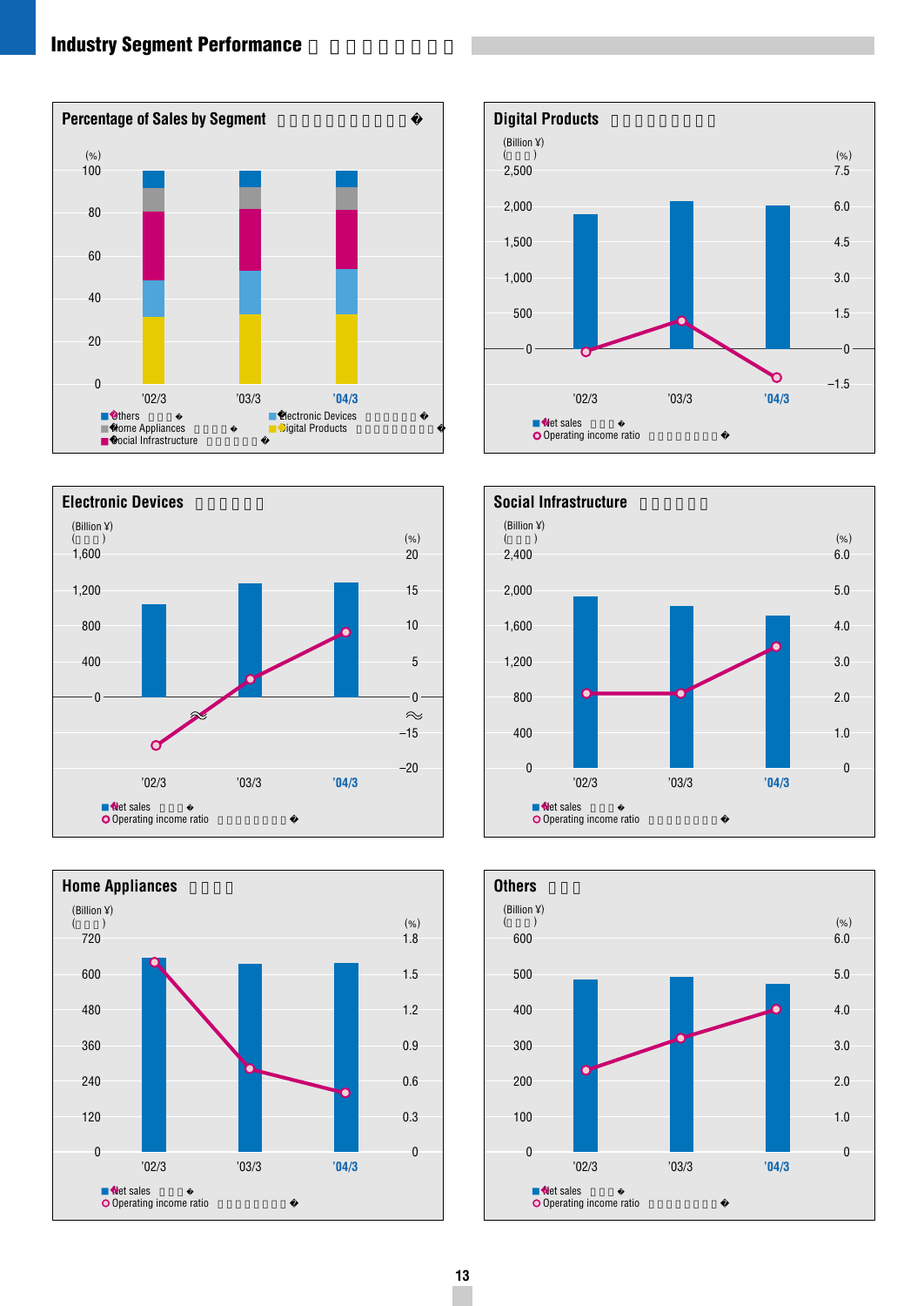# Industry Segment Performance

## Percentage of Sales by Segment

(%)

100, 80, 60, 40, 20, 0

'02/3 '03/3 '04/3

- Others
- Home Appliances
- Social Infrastructure
- Electronic Devices
- Digital Products

## Digital Products

(Billion ¥) / (%)

2,500 / 7.5
2,000 / 6.0
1,500 / 4.5
1,000 / 3.0
500 / 1.5
0 / 0
–1.5

'02/3 '03/3 '04/3

- Net sales
- Operating income ratio

## Electronic Devices

(Billion ¥) / (%)

1,600 / 20
1,200 / 15
800 / 10
400 / 5
0 / 0
–15
–20

'02/3 '03/3 '04/3

- Net sales
- Operating income ratio

## Social Infrastructure

(Billion ¥) / (%)

2,400 / 6.0
2,000 / 5.0
1,600 / 4.0
1,200 / 3.0
800 / 2.0
400 / 1.0
0 / 0

'02/3 '03/3 '04/3

- Net sales
- Operating income ratio

## Home Appliances

(Billion ¥) / (%)

720 / 1.8
600 / 1.5
480 / 1.2
360 / 0.9
240 / 0.6
120 / 0.3
0 / 0

'02/3 '03/3 '04/3

- Net sales
- Operating income ratio

## Others

(Billion ¥) / (%)

600 / 6.0
500 / 5.0
400 / 4.0
300 / 3.0
200 / 2.0
100 / 1.0
0 / 0

'02/3 '03/3 '04/3

- Net sales
- Operating income ratio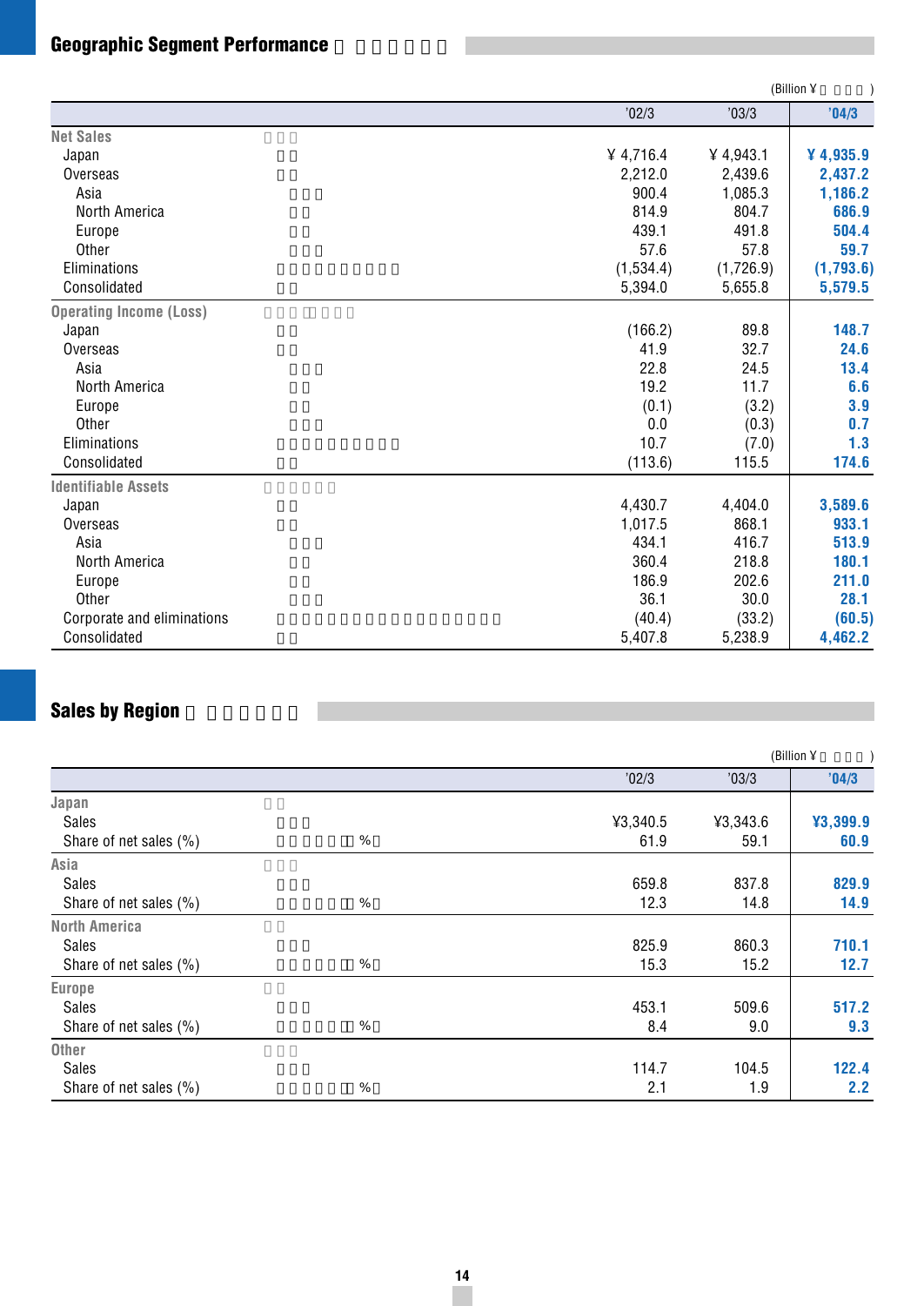## Geographic Segment Performance

(Billion ¥)

| | '02/3 | '03/3 | '04/3 |
|---|---|---|---|
| **Net Sales** | | | |
| Japan | ¥ 4,716.4 | ¥ 4,943.1 | ¥ 4,935.9 |
| Overseas | 2,212.0 | 2,439.6 | 2,437.2 |
| Asia | 900.4 | 1,085.3 | 1,186.2 |
| North America | 814.9 | 804.7 | 686.9 |
| Europe | 439.1 | 491.8 | 504.4 |
| Other | 57.6 | 57.8 | 59.7 |
| Eliminations | (1,534.4) | (1,726.9) | (1,793.6) |
| Consolidated | 5,394.0 | 5,655.8 | 5,579.5 |
| **Operating Income (Loss)** | | | |
| Japan | (166.2) | 89.8 | 148.7 |
| Overseas | 41.9 | 32.7 | 24.6 |
| Asia | 22.8 | 24.5 | 13.4 |
| North America | 19.2 | 11.7 | 6.6 |
| Europe | (0.1) | (3.2) | 3.9 |
| Other | 0.0 | (0.3) | 0.7 |
| Eliminations | 10.7 | (7.0) | 1.3 |
| Consolidated | (113.6) | 115.5 | 174.6 |
| **Identifiable Assets** | | | |
| Japan | 4,430.7 | 4,404.0 | 3,589.6 |
| Overseas | 1,017.5 | 868.1 | 933.1 |
| Asia | 434.1 | 416.7 | 513.9 |
| North America | 360.4 | 218.8 | 180.1 |
| Europe | 186.9 | 202.6 | 211.0 |
| Other | 36.1 | 30.0 | 28.1 |
| Corporate and eliminations | (40.4) | (33.2) | (60.5) |
| Consolidated | 5,407.8 | 5,238.9 | 4,462.2 |

## Sales by Region

(Billion ¥)

| | '02/3 | '03/3 | '04/3 |
|---|---|---|---|
| **Japan** | | | |
| Sales | ¥3,340.5 | ¥3,343.6 | ¥3,399.9 |
| Share of net sales (%) | 61.9 | 59.1 | 60.9 |
| **Asia** | | | |
| Sales | 659.8 | 837.8 | 829.9 |
| Share of net sales (%) | 12.3 | 14.8 | 14.9 |
| **North America** | | | |
| Sales | 825.9 | 860.3 | 710.1 |
| Share of net sales (%) | 15.3 | 15.2 | 12.7 |
| **Europe** | | | |
| Sales | 453.1 | 509.6 | 517.2 |
| Share of net sales (%) | 8.4 | 9.0 | 9.3 |
| **Other** | | | |
| Sales | 114.7 | 104.5 | 122.4 |
| Share of net sales (%) | 2.1 | 1.9 | 2.2 |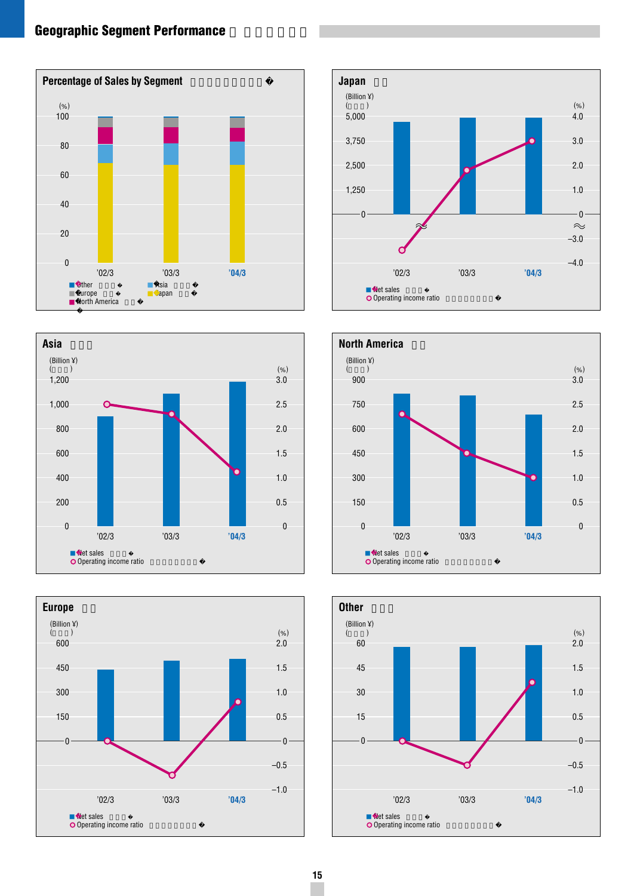## Geographic Segment Performance

### Percentage of Sales by Segment

(%)

100
80
60
40
20
0

'02/3 '03/3 '04/3

■ Other ■ Asia
■ Europe ■ Japan
■ North America

### Japan

(Billion ¥) (%)

5,000 4.0
3,750 3.0
2,500 2.0
1,250 1.0
0 0
−3.0
−4.0

'02/3 '03/3 '04/3

■ Net sales
○ Operating income ratio

### Asia

(Billion ¥) (%)

1,200 3.0
1,000 2.5
800 2.0
600 1.5
400 1.0
200 0.5
0 0

'02/3 '03/3 '04/3

■ Net sales
○ Operating income ratio

### North America

(Billion ¥) (%)

900 3.0
750 2.5
600 2.0
450 1.5
300 1.0
150 0.5
0 0

'02/3 '03/3 '04/3

■ Net sales
○ Operating income ratio

### Europe

(Billion ¥) (%)

600 2.0
450 1.5
300 1.0
150 0.5
0 0
−0.5
−1.0

'02/3 '03/3 '04/3

■ Net sales
○ Operating income ratio

### Other

(Billion ¥) (%)

60 2.0
45 1.5
30 1.0
15 0.5
0 0
−0.5
−1.0

'02/3 '03/3 '04/3

■ Net sales
○ Operating income ratio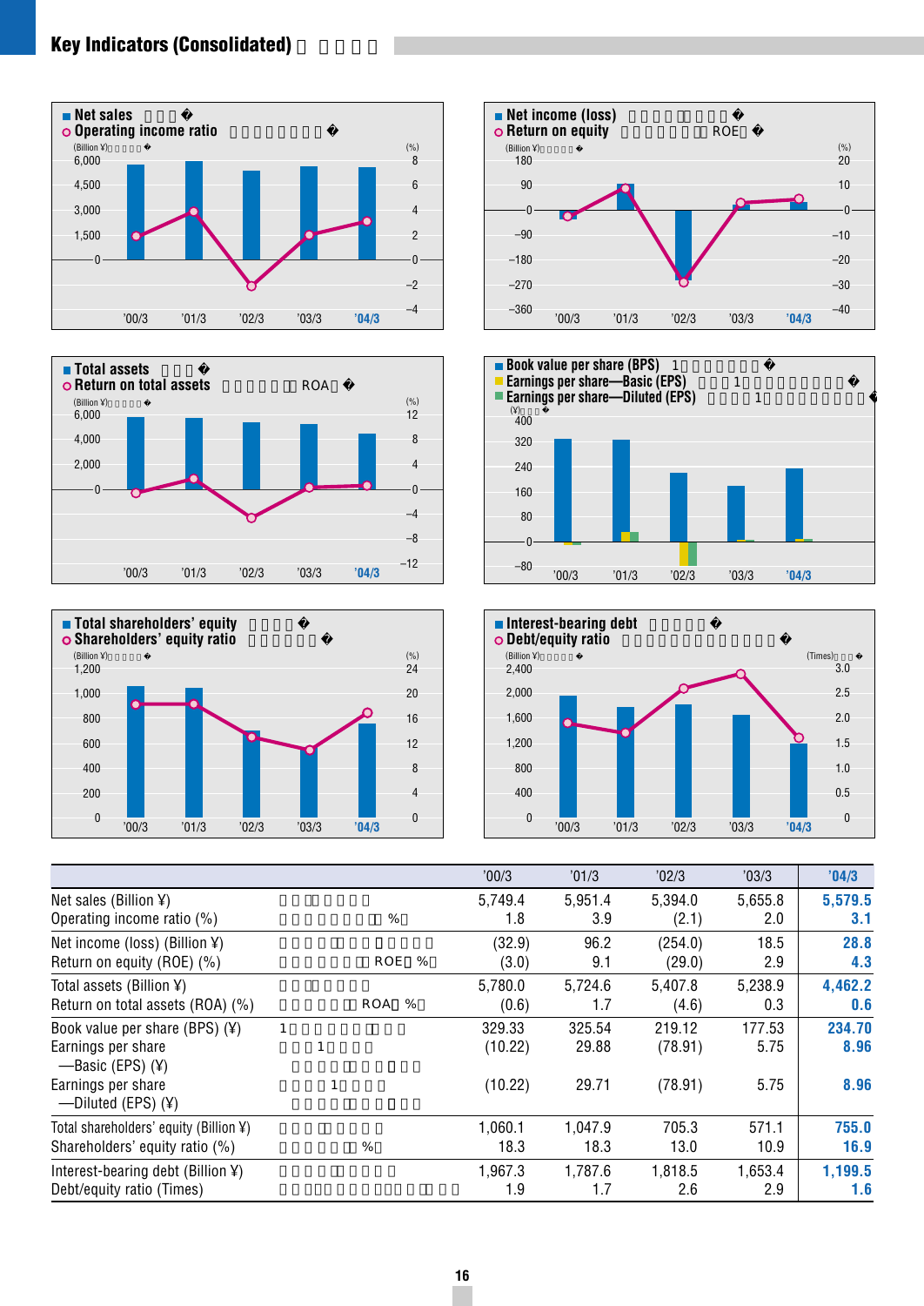# Key Indicators (Consolidated)

| | | '00/3 | '01/3 | '02/3 | '03/3 | '04/3 |
|---|---|---|---|---|---|---|
| Net sales (Billion ¥) | | 5,749.4 | 5,951.4 | 5,394.0 | 5,655.8 | **5,579.5** |
| Operating income ratio (%) | | 1.8 | 3.9 | (2.1) | 2.0 | **3.1** |
| Net income (loss) (Billion ¥) | | (32.9) | 96.2 | (254.0) | 18.5 | **28.8** |
| Return on equity (ROE) (%) | ROE %| (3.0) | 9.1 | (29.0) | 2.9 | **4.3** |
| Total assets (Billion ¥) | | 5,780.0 | 5,724.6 | 5,407.8 | 5,238.9 | **4,462.2** |
| Return on total assets (ROA) (%) | ROA %| (0.6) | 1.7 | (4.6) | 0.3 | **0.6** |
| Book value per share (BPS) (¥) | 1 | 329.33 | 325.54 | 219.12 | 177.53 | **234.70** |
| Earnings per share —Basic (EPS) (¥) | 1 | (10.22) | 29.88 | (78.91) | 5.75 | **8.96** |
| Earnings per share —Diluted (EPS) (¥) | 1 | (10.22) | 29.71 | (78.91) | 5.75 | **8.96** |
| Total shareholders' equity (Billion ¥) | | 1,060.1 | 1,047.9 | 705.3 | 571.1 | **755.0** |
| Shareholders' equity ratio (%) | % | 18.3 | 18.3 | 13.0 | 10.9 | **16.9** |
| Interest-bearing debt (Billion ¥) | | 1,967.3 | 1,787.6 | 1,818.5 | 1,653.4 | **1,199.5** |
| Debt/equity ratio (Times) | | 1.9 | 1.7 | 2.6 | 2.9 | **1.6** |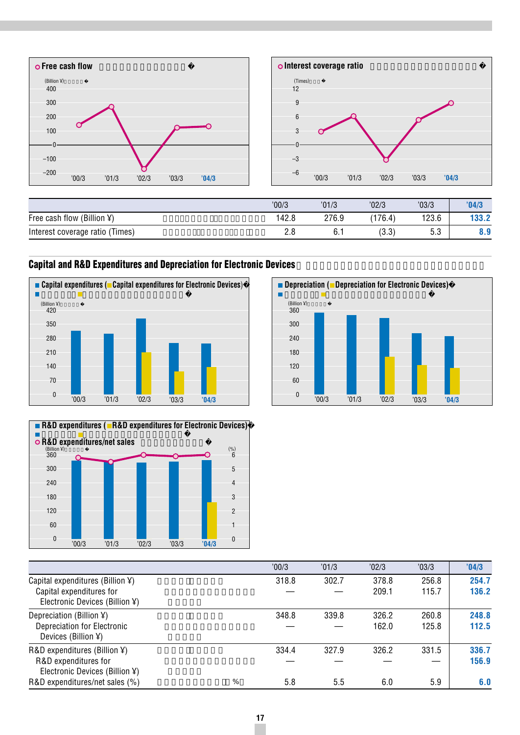**Free cash flow**

(Billion ¥)

**Interest coverage ratio**

(Times)

| | '00/3 | '01/3 | '02/3 | '03/3 | '04/3 |
|---|---|---|---|---|---|
| Free cash flow (Billion ¥) | 142.8 | 276.9 | (176.4) | 123.6 | **133.2** |
| Interest coverage ratio (Times) | 2.8 | 6.1 | (3.3) | 5.3 | **8.9** |

## Capital and R&D Expenditures and Depreciation for Electronic Devices

**Capital expenditures (Capital expenditures for Electronic Devices)**

(Billion ¥)

**Depreciation (Depreciation for Electronic Devices)**

(Billion ¥)

**R&D expenditures (R&D expenditures for Electronic Devices)**

**R&D expenditures/net sales**

(Billion ¥) (%)

| | '00/3 | '01/3 | '02/3 | '03/3 | '04/3 |
|---|---|---|---|---|---|
| Capital expenditures (Billion ¥) | 318.8 | 302.7 | 378.8 | 256.8 | **254.7** |
| Capital expenditures for Electronic Devices (Billion ¥) | — | — | 209.1 | 115.7 | **136.2** |
| Depreciation (Billion ¥) | 348.8 | 339.8 | 326.2 | 260.8 | **248.8** |
| Depreciation for Electronic Devices (Billion ¥) | — | — | 162.0 | 125.8 | **112.5** |
| R&D expenditures (Billion ¥) | 334.4 | 327.9 | 326.2 | 331.5 | **336.7** |
| R&D expenditures for Electronic Devices (Billion ¥) | — | — | — | — | **156.9** |
| R&D expenditures/net sales (%) | 5.8 | 5.5 | 6.0 | 5.9 | **6.0** |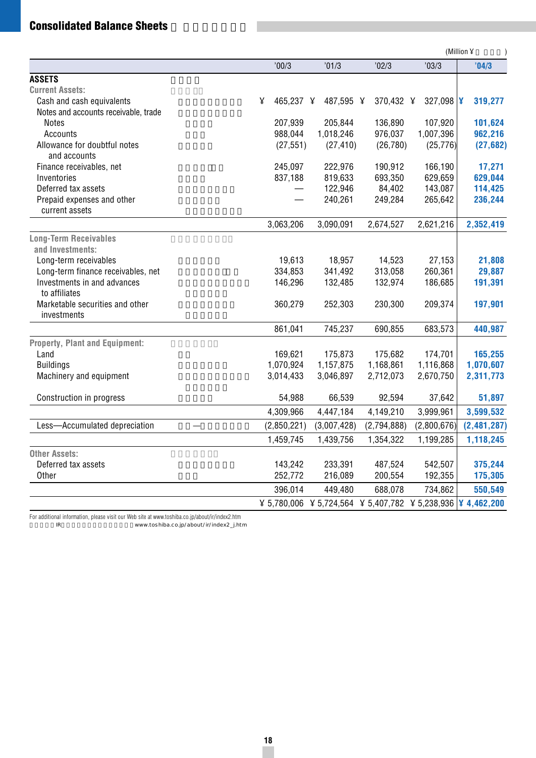## Consolidated Balance Sheets

(Million ¥)

| | '00/3 | '01/3 | '02/3 | '03/3 | '04/3 |
|---|---|---|---|---|---|
| **ASSETS** | | | | | |
| **Current Assets:** | | | | | |
| Cash and cash equivalents | ¥ 465,237 | ¥ 487,595 | ¥ 370,432 | ¥ 327,098 | ¥ 319,277 |
| Notes and accounts receivable, trade | | | | | |
| Notes | 207,939 | 205,844 | 136,890 | 107,920 | 101,624 |
| Accounts | 988,044 | 1,018,246 | 976,037 | 1,007,396 | 962,216 |
| Allowance for doubtful notes and accounts | (27,551) | (27,410) | (26,780) | (25,776) | (27,682) |
| Finance receivables, net | 245,097 | 222,976 | 190,912 | 166,190 | 17,271 |
| Inventories | 837,188 | 819,633 | 693,350 | 629,659 | 629,044 |
| Deferred tax assets | — | 122,946 | 84,402 | 143,087 | 114,425 |
| Prepaid expenses and other current assets | — | 240,261 | 249,284 | 265,642 | 236,244 |
| | 3,063,206 | 3,090,091 | 2,674,527 | 2,621,216 | 2,352,419 |
| **Long-Term Receivables and Investments:** | | | | | |
| Long-term receivables | 19,613 | 18,957 | 14,523 | 27,153 | 21,808 |
| Long-term finance receivables, net | 334,853 | 341,492 | 313,058 | 260,361 | 29,887 |
| Investments in and advances to affiliates | 146,296 | 132,485 | 132,974 | 186,685 | 191,391 |
| Marketable securities and other investments | 360,279 | 252,303 | 230,300 | 209,374 | 197,901 |
| | 861,041 | 745,237 | 690,855 | 683,573 | 440,987 |
| **Property, Plant and Equipment:** | | | | | |
| Land | 169,621 | 175,873 | 175,682 | 174,701 | 165,255 |
| Buildings | 1,070,924 | 1,157,875 | 1,168,861 | 1,116,868 | 1,070,607 |
| Machinery and equipment | 3,014,433 | 3,046,897 | 2,712,073 | 2,670,750 | 2,311,773 |
| Construction in progress | 54,988 | 66,539 | 92,594 | 37,642 | 51,897 |
| | 4,309,966 | 4,447,184 | 4,149,210 | 3,999,961 | 3,599,532 |
| Less—Accumulated depreciation | (2,850,221) | (3,007,428) | (2,794,888) | (2,800,676) | (2,481,287) |
| | 1,459,745 | 1,439,756 | 1,354,322 | 1,199,285 | 1,118,245 |
| **Other Assets:** | | | | | |
| Deferred tax assets | 143,242 | 233,391 | 487,524 | 542,507 | 375,244 |
| Other | 252,772 | 216,089 | 200,554 | 192,355 | 175,305 |
| | 396,014 | 449,480 | 688,078 | 734,862 | 550,549 |
| | ¥ 5,780,006 | ¥ 5,724,564 | ¥ 5,407,782 | ¥ 5,238,936 | ¥ 4,462,200 |

For additional information, please visit our Web site at www.toshiba.co.jp/about/ir/index2.htm

IR www.toshiba.co.jp/about/ir/index2_j.htm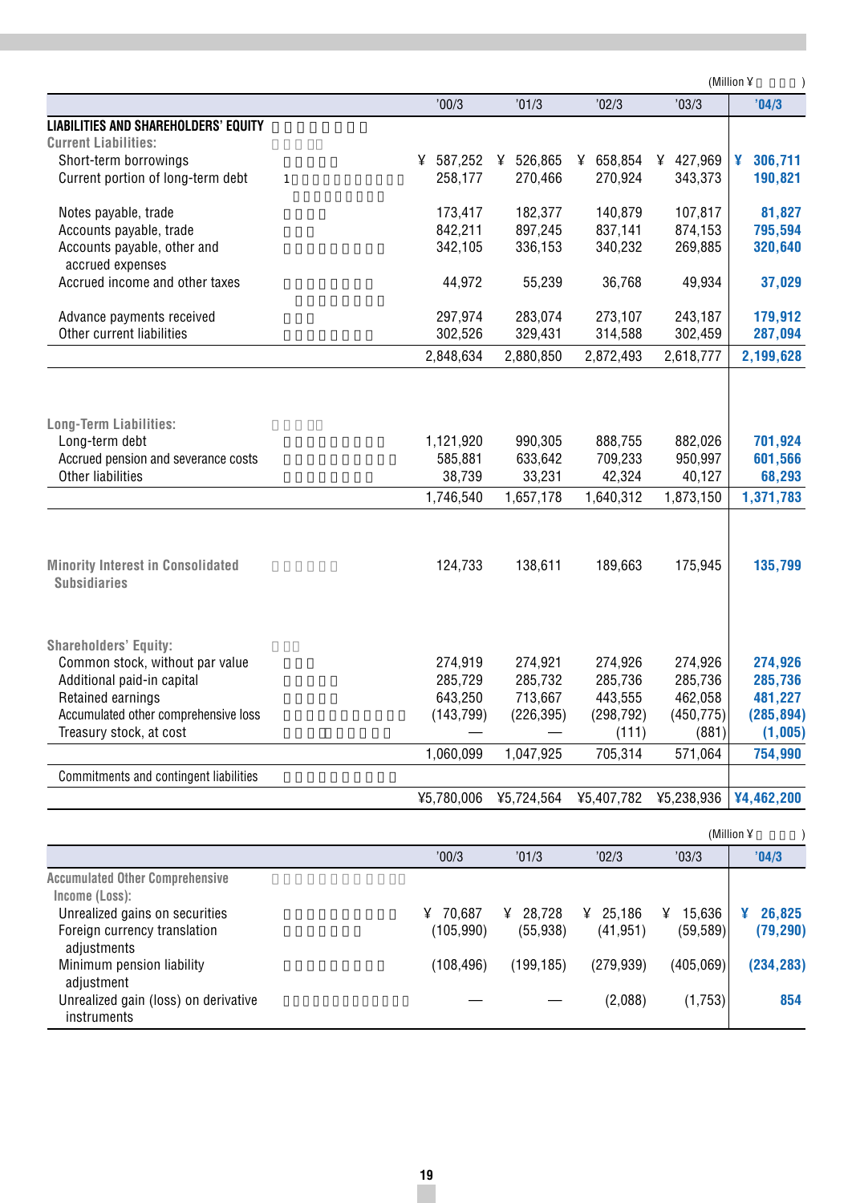(Million ¥ )

| | | '00/3 | '01/3 | '02/3 | '03/3 | '04/3 |
|---|---|---|---|---|---|---|
| **LIABILITIES AND SHAREHOLDERS' EQUITY** | | | | | | |
| **Current Liabilities:** | | | | | | |
| Short-term borrowings | | ¥ 587,252 | ¥ 526,865 | ¥ 658,854 | ¥ 427,969 | **¥ 306,711** |
| Current portion of long-term debt | 1 | 258,177 | 270,466 | 270,924 | 343,373 | **190,821** |
| Notes payable, trade | | 173,417 | 182,377 | 140,879 | 107,817 | **81,827** |
| Accounts payable, trade | | 842,211 | 897,245 | 837,141 | 874,153 | **795,594** |
| Accounts payable, other and accrued expenses | | 342,105 | 336,153 | 340,232 | 269,885 | **320,640** |
| Accrued income and other taxes | | 44,972 | 55,239 | 36,768 | 49,934 | **37,029** |
| Advance payments received | | 297,974 | 283,074 | 273,107 | 243,187 | **179,912** |
| Other current liabilities | | 302,526 | 329,431 | 314,588 | 302,459 | **287,094** |
| | | 2,848,634 | 2,880,850 | 2,872,493 | 2,618,777 | **2,199,628** |
| **Long-Term Liabilities:** | | | | | | |
| Long-term debt | | 1,121,920 | 990,305 | 888,755 | 882,026 | **701,924** |
| Accrued pension and severance costs | | 585,881 | 633,642 | 709,233 | 950,997 | **601,566** |
| Other liabilities | | 38,739 | 33,231 | 42,324 | 40,127 | **68,293** |
| | | 1,746,540 | 1,657,178 | 1,640,312 | 1,873,150 | **1,371,783** |
| **Minority Interest in Consolidated Subsidiaries** | | 124,733 | 138,611 | 189,663 | 175,945 | **135,799** |
| **Shareholders' Equity:** | | | | | | |
| Common stock, without par value | | 274,919 | 274,921 | 274,926 | 274,926 | **274,926** |
| Additional paid-in capital | | 285,729 | 285,732 | 285,736 | 285,736 | **285,736** |
| Retained earnings | | 643,250 | 713,667 | 443,555 | 462,058 | **481,227** |
| Accumulated other comprehensive loss | | (143,799) | (226,395) | (298,792) | (450,775) | **(285,894)** |
| Treasury stock, at cost | | — | — | (111) | (881) | **(1,005)** |
| | | 1,060,099 | 1,047,925 | 705,314 | 571,064 | **754,990** |
| Commitments and contingent liabilities | | | | | | |
| | | ¥5,780,006 | ¥5,724,564 | ¥5,407,782 | ¥5,238,936 | **¥4,462,200** |

(Million ¥ )

| | | '00/3 | '01/3 | '02/3 | '03/3 | '04/3 |
|---|---|---|---|---|---|---|
| **Accumulated Other Comprehensive Income (Loss):** | | | | | | |
| Unrealized gains on securities | | ¥ 70,687 | ¥ 28,728 | ¥ 25,186 | ¥ 15,636 | **¥ 26,825** |
| Foreign currency translation adjustments | | (105,990) | (55,938) | (41,951) | (59,589) | **(79,290)** |
| Minimum pension liability adjustment | | (108,496) | (199,185) | (279,939) | (405,069) | **(234,283)** |
| Unrealized gain (loss) on derivative instruments | | — | — | (2,088) | (1,753) | **854** |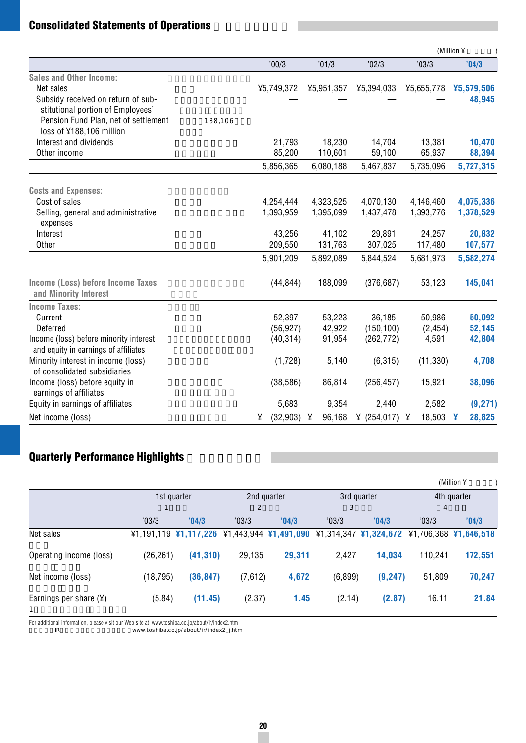## Consolidated Statements of Operations

(Million ¥)

| | '00/3 | '01/3 | '02/3 | '03/3 | '04/3 |
|---|---|---|---|---|---|
| **Sales and Other Income:** | | | | | |
| Net sales | ¥5,749,372 | ¥5,951,357 | ¥5,394,033 | ¥5,655,778 | ¥5,579,506 |
| Subsidy received on return of substitutional portion of Employees' Pension Fund Plan, net of settlement loss of ¥188,106 million | — | — | — | — | 48,945 |
| Interest and dividends | 21,793 | 18,230 | 14,704 | 13,381 | 10,470 |
| Other income | 85,200 | 110,601 | 59,100 | 65,937 | 88,394 |
| | 5,856,365 | 6,080,188 | 5,467,837 | 5,735,096 | 5,727,315 |
| **Costs and Expenses:** | | | | | |
| Cost of sales | 4,254,444 | 4,323,525 | 4,070,130 | 4,146,460 | 4,075,336 |
| Selling, general and administrative expenses | 1,393,959 | 1,395,699 | 1,437,478 | 1,393,776 | 1,378,529 |
| Interest | 43,256 | 41,102 | 29,891 | 24,257 | 20,832 |
| Other | 209,550 | 131,763 | 307,025 | 117,480 | 107,577 |
| | 5,901,209 | 5,892,089 | 5,844,524 | 5,681,973 | 5,582,274 |
| **Income (Loss) before Income Taxes and Minority Interest** | (44,844) | 188,099 | (376,687) | 53,123 | 145,041 |
| **Income Taxes:** | | | | | |
| Current | 52,397 | 53,223 | 36,185 | 50,986 | 50,092 |
| Deferred | (56,927) | 42,922 | (150,100) | (2,454) | 52,145 |
| Income (loss) before minority interest and equity in earnings of affiliates | (40,314) | 91,954 | (262,772) | 4,591 | 42,804 |
| Minority interest in income (loss) of consolidated subsidiaries | (1,728) | 5,140 | (6,315) | (11,330) | 4,708 |
| Income (loss) before equity in earnings of affiliates | (38,586) | 86,814 | (256,457) | 15,921 | 38,096 |
| Equity in earnings of affiliates | 5,683 | 9,354 | 2,440 | 2,582 | (9,271) |
| Net income (loss) | ¥ (32,903) | ¥ 96,168 | ¥ (254,017) | ¥ 18,503 | ¥ 28,825 |

## Quarterly Performance Highlights

(Million ¥)

| | 1st quarter | | 2nd quarter | | 3rd quarter | | 4th quarter | |
|---|---|---|---|---|---|---|---|---|
| | '03/3 | '04/3 | '03/3 | '04/3 | '03/3 | '04/3 | '03/3 | '04/3 |
| Net sales | ¥1,191,119 | ¥1,117,226 | ¥1,443,944 | ¥1,491,090 | ¥1,314,347 | ¥1,324,672 | ¥1,706,368 | ¥1,646,518 |
| Operating income (loss) | (26,261) | (41,310) | 29,135 | 29,311 | 2,427 | 14,034 | 110,241 | 172,551 |
| Net income (loss) | (18,795) | (36,847) | (7,612) | 4,672 | (6,899) | (9,247) | 51,809 | 70,247 |
| Earnings per share (¥) | (5.84) | (11.45) | (2.37) | 1.45 | (2.14) | (2.87) | 16.11 | 21.84 |

For additional information, please visit our Web site at www.toshiba.co.jp/about/ir/index2.htm

IR www.toshiba.co.jp/about/ir/index2_j.htm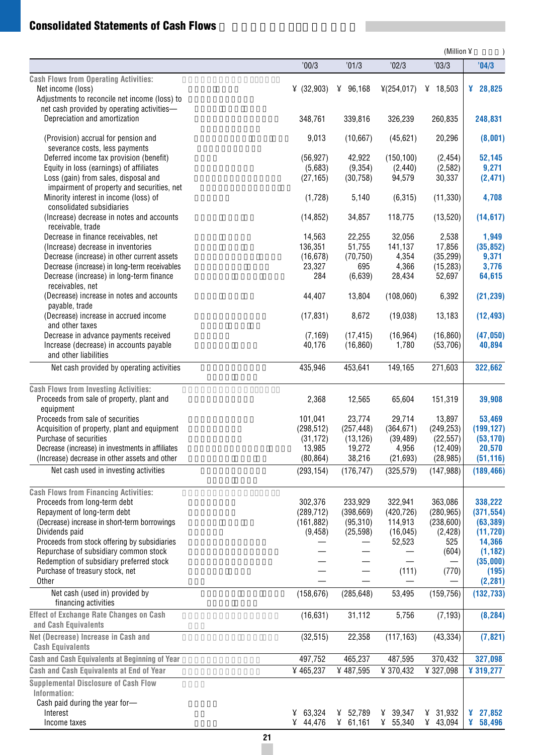## Consolidated Statements of Cash Flows

(Million ¥ )

| | '00/3 | '01/3 | '02/3 | '03/3 | '04/3 |
|---|---|---|---|---|---|
| **Cash Flows from Operating Activities:** | | | | | |
| Net income (loss) | ¥ (32,903) | ¥ 96,168 | ¥(254,017) | ¥ 18,503 | **¥ 28,825** |
| Adjustments to reconcile net income (loss) to net cash provided by operating activities— | | | | | |
| Depreciation and amortization | 348,761 | 339,816 | 326,239 | 260,835 | **248,831** |
| (Provision) accrual for pension and severance costs, less payments | 9,013 | (10,667) | (45,621) | 20,296 | **(8,001)** |
| Deferred income tax provision (benefit) | (56,927) | 42,922 | (150,100) | (2,454) | **52,145** |
| Equity in loss (earnings) of affiliates | (5,683) | (9,354) | (2,440) | (2,582) | **9,271** |
| Loss (gain) from sales, disposal and impairment of property and securities, net | (27,165) | (30,758) | 94,579 | 30,337 | **(2,471)** |
| Minority interest in income (loss) of consolidated subsidiaries | (1,728) | 5,140 | (6,315) | (11,330) | **4,708** |
| (Increase) decrease in notes and accounts receivable, trade | (14,852) | 34,857 | 118,775 | (13,520) | **(14,617)** |
| Decrease in finance receivables, net | 14,563 | 22,255 | 32,056 | 2,538 | **1,949** |
| (Increase) decrease in inventories | 136,351 | 51,755 | 141,137 | 17,856 | **(35,852)** |
| Decrease (increase) in other current assets | (16,678) | (70,750) | 4,354 | (35,299) | **9,371** |
| Decrease (increase) in long-term receivables | 23,327 | 695 | 4,366 | (15,283) | **3,776** |
| Decrease (increase) in long-term finance receivables, net | 284 | (6,639) | 28,434 | 52,697 | **64,615** |
| (Decrease) increase in notes and accounts payable, trade | 44,407 | 13,804 | (108,060) | 6,392 | **(21,239)** |
| (Decrease) increase in accrued income and other taxes | (17,831) | 8,672 | (19,038) | 13,183 | **(12,493)** |
| Decrease in advance payments received | (7,169) | (17,415) | (16,964) | (16,860) | **(47,050)** |
| Increase (decrease) in accounts payable and other liabilities | 40,176 | (16,860) | 1,780 | (53,706) | **40,894** |
| Net cash provided by operating activities | 435,946 | 453,641 | 149,165 | 271,603 | **322,662** |
| **Cash Flows from Investing Activities:** | | | | | |
| Proceeds from sale of property, plant and equipment | 2,368 | 12,565 | 65,604 | 151,319 | **39,908** |
| Proceeds from sale of securities | 101,041 | 23,774 | 29,714 | 13,897 | **53,469** |
| Acquisition of property, plant and equipment | (298,512) | (257,448) | (364,671) | (249,253) | **(199,127)** |
| Purchase of securities | (31,172) | (13,126) | (39,489) | (22,557) | **(53,170)** |
| Decrease (increase) in investments in affiliates | 13,985 | 19,272 | 4,956 | (12,409) | **20,570** |
| (Increase) decrease in other assets and other | (80,864) | 38,216 | (21,693) | (28,985) | **(51,116)** |
| Net cash used in investing activities | (293,154) | (176,747) | (325,579) | (147,988) | **(189,466)** |
| **Cash Flows from Financing Activities:** | | | | | |
| Proceeds from long-term debt | 302,376 | 233,929 | 322,941 | 363,086 | **338,222** |
| Repayment of long-term debt | (289,712) | (398,669) | (420,726) | (280,965) | **(371,554)** |
| (Decrease) increase in short-term borrowings | (161,882) | (95,310) | 114,913 | (238,600) | **(63,389)** |
| Dividends paid | (9,458) | (25,598) | (16,045) | (2,428) | **(11,720)** |
| Proceeds from stock offering by subsidiaries | — | — | 52,523 | 525 | **14,366** |
| Repurchase of subsidiary common stock | — | — | — | (604) | **(1,182)** |
| Redemption of subsidiary preferred stock | — | — | — | — | **(35,000)** |
| Purchase of treasury stock, net | — | — | (111) | (770) | **(195)** |
| Other | — | — | — | — | **(2,281)** |
| Net cash (used in) provided by financing activities | (158,676) | (285,648) | 53,495 | (159,756) | **(132,733)** |
| **Effect of Exchange Rate Changes on Cash and Cash Equivalents** | (16,631) | 31,112 | 5,756 | (7,193) | **(8,284)** |
| **Net (Decrease) Increase in Cash and Cash Equivalents** | (32,515) | 22,358 | (117,163) | (43,334) | **(7,821)** |
| **Cash and Cash Equivalents at Beginning of Year** | 497,752 | 465,237 | 487,595 | 370,432 | **327,098** |
| **Cash and Cash Equivalents at End of Year** | ¥ 465,237 | ¥ 487,595 | ¥ 370,432 | ¥ 327,098 | **¥ 319,277** |
| **Supplemental Disclosure of Cash Flow Information:** | | | | | |
| Cash paid during the year for— | | | | | |
| Interest | ¥ 63,324 | ¥ 52,789 | ¥ 39,347 | ¥ 31,932 | **¥ 27,852** |
| Income taxes | ¥ 44,476 | ¥ 61,161 | ¥ 55,340 | ¥ 43,094 | **¥ 58,496** |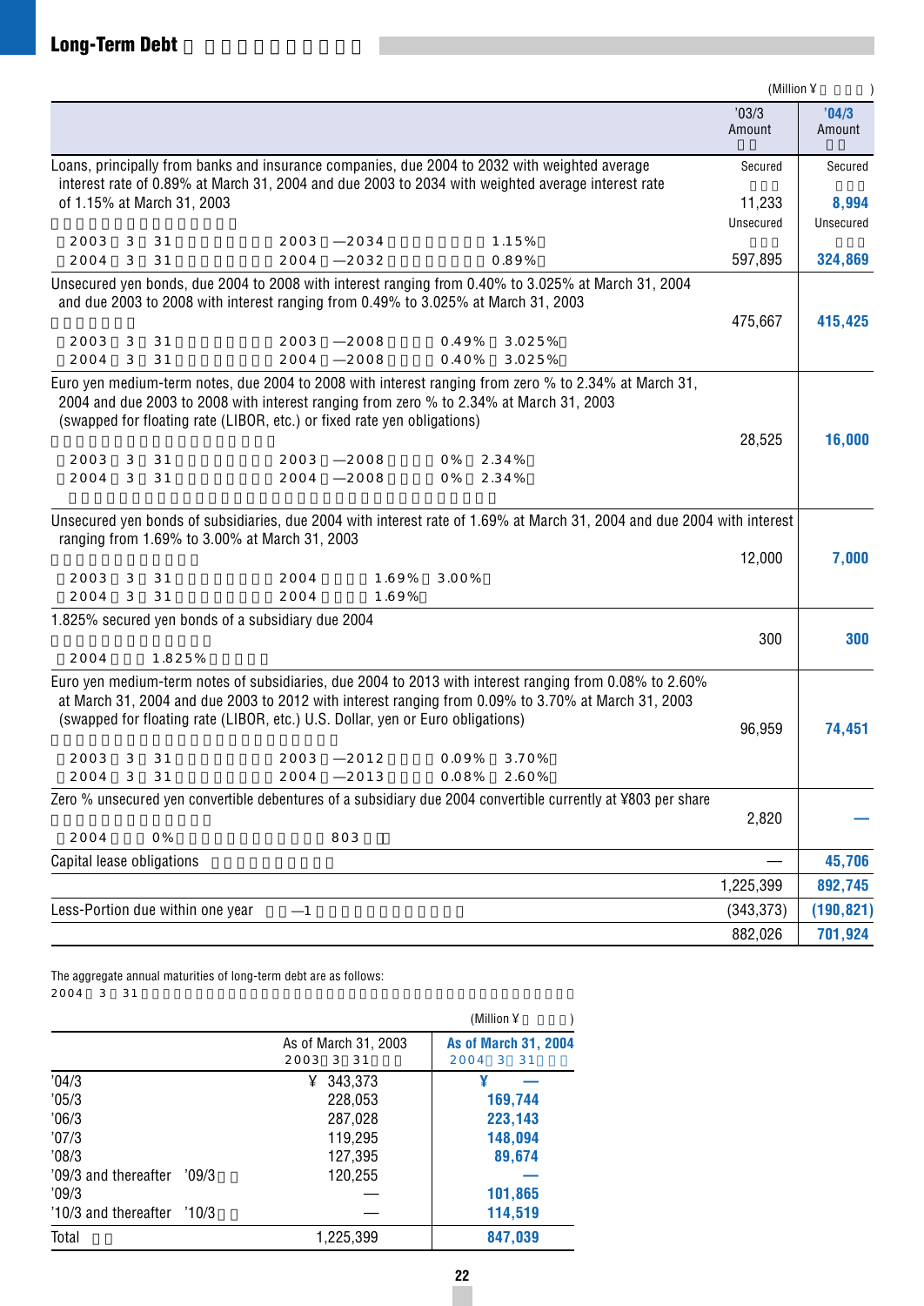## Long-Term Debt

(Million ¥ )

| | '03/3 Amount | '04/3 Amount |
|---|---|---|
| Loans, principally from banks and insurance companies, due 2004 to 2032 with weighted average interest rate of 0.89% at March 31, 2004 and due 2003 to 2034 with weighted average interest rate of 1.15% at March 31, 2003<br>2003 3 31 2003 —2034 1.15%<br>2004 3 31 2004 —2032 0.89% | Secured<br>11,233<br>Unsecured<br>597,895 | Secured<br>8,994<br>Unsecured<br>324,869 |
| Unsecured yen bonds, due 2004 to 2008 with interest ranging from 0.40% to 3.025% at March 31, 2004 and due 2003 to 2008 with interest ranging from 0.49% to 3.025% at March 31, 2003<br>2003 3 31 2003 —2008 0.49% 3.025%<br>2004 3 31 2004 —2008 0.40% 3.025% | 475,667 | 415,425 |
| Euro yen medium-term notes, due 2004 to 2008 with interest ranging from zero % to 2.34% at March 31, 2004 and due 2003 to 2008 with interest ranging from zero % to 2.34% at March 31, 2003 (swapped for floating rate (LIBOR, etc.) or fixed rate yen obligations)<br>2003 3 31 2003 —2008 0% 2.34%<br>2004 3 31 2004 —2008 0% 2.34% | 28,525 | 16,000 |
| Unsecured yen bonds of subsidiaries, due 2004 with interest rate of 1.69% at March 31, 2004 and due 2004 with interest ranging from 1.69% to 3.00% at March 31, 2003<br>2003 3 31 2004 1.69% 3.00%<br>2004 3 31 2004 1.69% | 12,000 | 7,000 |
| 1.825% secured yen bonds of a subsidiary due 2004<br>2004 1.825% | 300 | 300 |
| Euro yen medium-term notes of subsidiaries, due 2004 to 2013 with interest ranging from 0.08% to 2.60% at March 31, 2004 and due 2003 to 2012 with interest ranging from 0.09% to 3.70% at March 31, 2003 (swapped for floating rate (LIBOR, etc.) U.S. Dollar, yen or Euro obligations)<br>2003 3 31 2003 —2012 0.09% 3.70%<br>2004 3 31 2004 —2013 0.08% 2.60% | 96,959 | 74,451 |
| Zero % unsecured yen convertible debentures of a subsidiary due 2004 convertible currently at ¥803 per share<br>2004 0% 803 | 2,820 | — |
| Capital lease obligations | — | 45,706 |
| | 1,225,399 | 892,745 |
| Less-Portion due within one year —1 | (343,373) | (190,821) |
| | 882,026 | 701,924 |

The aggregate annual maturities of long-term debt are as follows:
2004 3 31

(Million ¥ )

| | As of March 31, 2003<br>2003 3 31 | As of March 31, 2004<br>2004 3 31 |
|---|---|---|
| '04/3 | ¥ 343,373 | ¥ — |
| '05/3 | 228,053 | 169,744 |
| '06/3 | 287,028 | 223,143 |
| '07/3 | 119,295 | 148,094 |
| '08/3 | 127,395 | 89,674 |
| '09/3 and thereafter '09/3 | 120,255 | — |
| '09/3 | — | 101,865 |
| '10/3 and thereafter '10/3 | — | 114,519 |
| Total | 1,225,399 | 847,039 |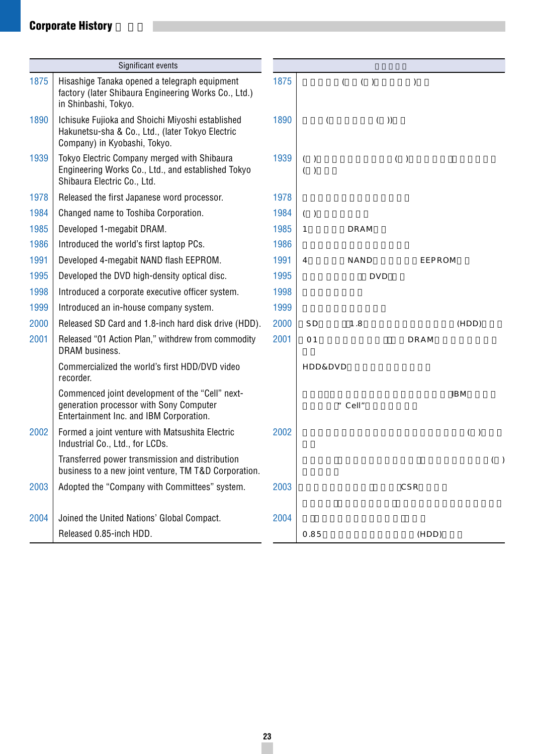## Corporate History

| | Significant events |
|---|---|
| 1875 | Hisashige Tanaka opened a telegraph equipment factory (later Shibaura Engineering Works Co., Ltd.) in Shinbashi, Tokyo. |
| 1890 | Ichisuke Fujioka and Shoichi Miyoshi established Hakunetsu-sha & Co., Ltd., (later Tokyo Electric Company) in Kyobashi, Tokyo. |
| 1939 | Tokyo Electric Company merged with Shibaura Engineering Works Co., Ltd., and established Tokyo Shibaura Electric Co., Ltd. |
| 1978 | Released the first Japanese word processor. |
| 1984 | Changed name to Toshiba Corporation. |
| 1985 | Developed 1-megabit DRAM. |
| 1986 | Introduced the world's first laptop PCs. |
| 1991 | Developed 4-megabit NAND flash EEPROM. |
| 1995 | Developed the DVD high-density optical disc. |
| 1998 | Introduced a corporate executive officer system. |
| 1999 | Introduced an in-house company system. |
| 2000 | Released SD Card and 1.8-inch hard disk drive (HDD). |
| 2001 | Released "01 Action Plan," withdrew from commodity DRAM business. |
| | Commercialized the world's first HDD/DVD video recorder. |
| | Commenced joint development of the "Cell" next-generation processor with Sony Computer Entertainment Inc. and IBM Corporation. |
| 2002 | Formed a joint venture with Matsushita Electric Industrial Co., Ltd., for LCDs. |
| | Transferred power transmission and distribution business to a new joint venture, TM T&D Corporation. |
| 2003 | Adopted the "Company with Committees" system. |
| 2004 | Joined the United Nations' Global Compact. |
| | Released 0.85-inch HDD. |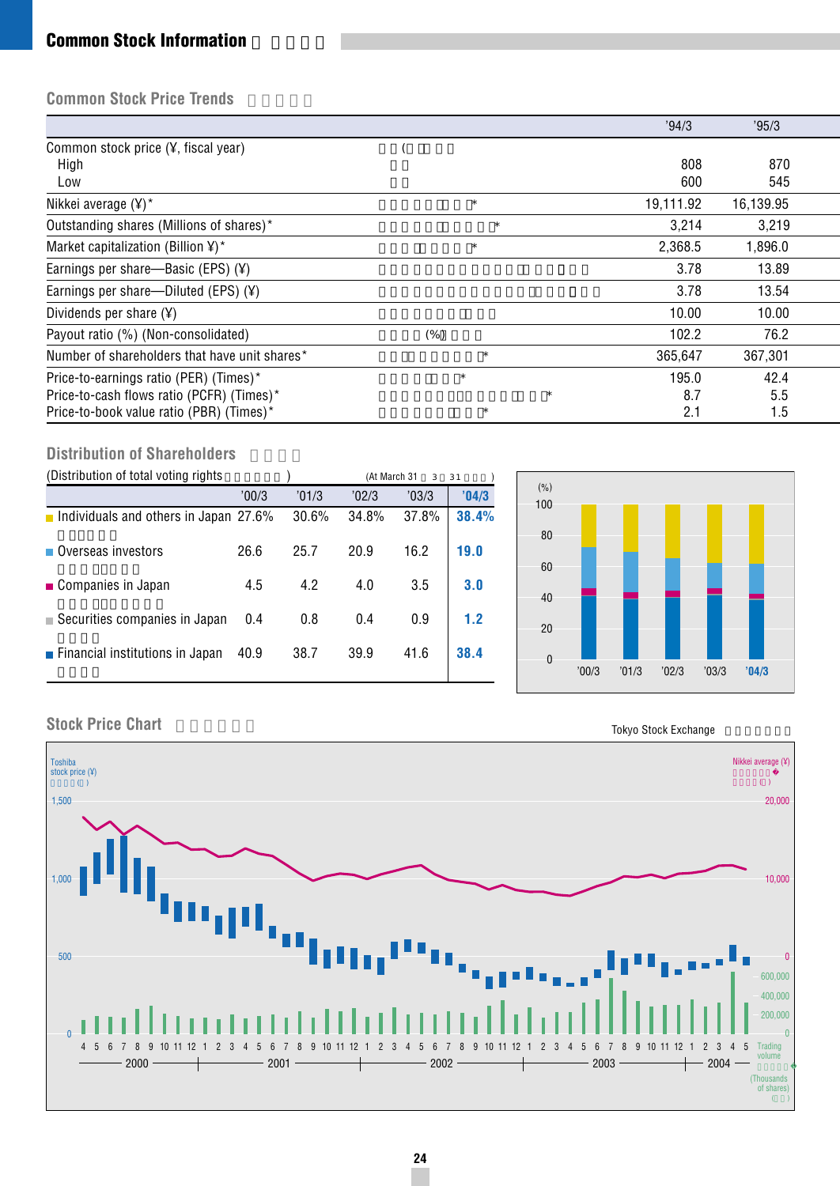## Common Stock Information

### Common Stock Price Trends

| | '94/3 | '95/3 |
|---|---|---|
| Common stock price (¥, fiscal year) | | |
| High | 808 | 870 |
| Low | 600 | 545 |
| Nikkei average (¥)* | 19,111.92 | 16,139.95 |
| Outstanding shares (Millions of shares)* | 3,214 | 3,219 |
| Market capitalization (Billion ¥)* | 2,368.5 | 1,896.0 |
| Earnings per share—Basic (EPS) (¥) | 3.78 | 13.89 |
| Earnings per share—Diluted (EPS) (¥) | 3.78 | 13.54 |
| Dividends per share (¥) | 10.00 | 10.00 |
| Payout ratio (%) (Non-consolidated) | 102.2 | 76.2 |
| Number of shareholders that have unit shares* | 365,647 | 367,301 |
| Price-to-earnings ratio (PER) (Times)* | 195.0 | 42.4 |
| Price-to-cash flows ratio (PCFR) (Times)* | 8.7 | 5.5 |
| Price-to-book value ratio (PBR) (Times)* | 2.1 | 1.5 |

### Distribution of Shareholders

(Distribution of total voting rights) (At March 31)

| | '00/3 | '01/3 | '02/3 | '03/3 | '04/3 |
|---|---|---|---|---|---|
| Individuals and others in Japan | 27.6% | 30.6% | 34.8% | 37.8% | **38.4%** |
| Overseas investors | 26.6 | 25.7 | 20.9 | 16.2 | **19.0** |
| Companies in Japan | 4.5 | 4.2 | 4.0 | 3.5 | **3.0** |
| Securities companies in Japan | 0.4 | 0.8 | 0.4 | 0.9 | **1.2** |
| Financial institutions in Japan | 40.9 | 38.7 | 39.9 | 41.6 | **38.4** |

### Stock Price Chart

Tokyo Stock Exchange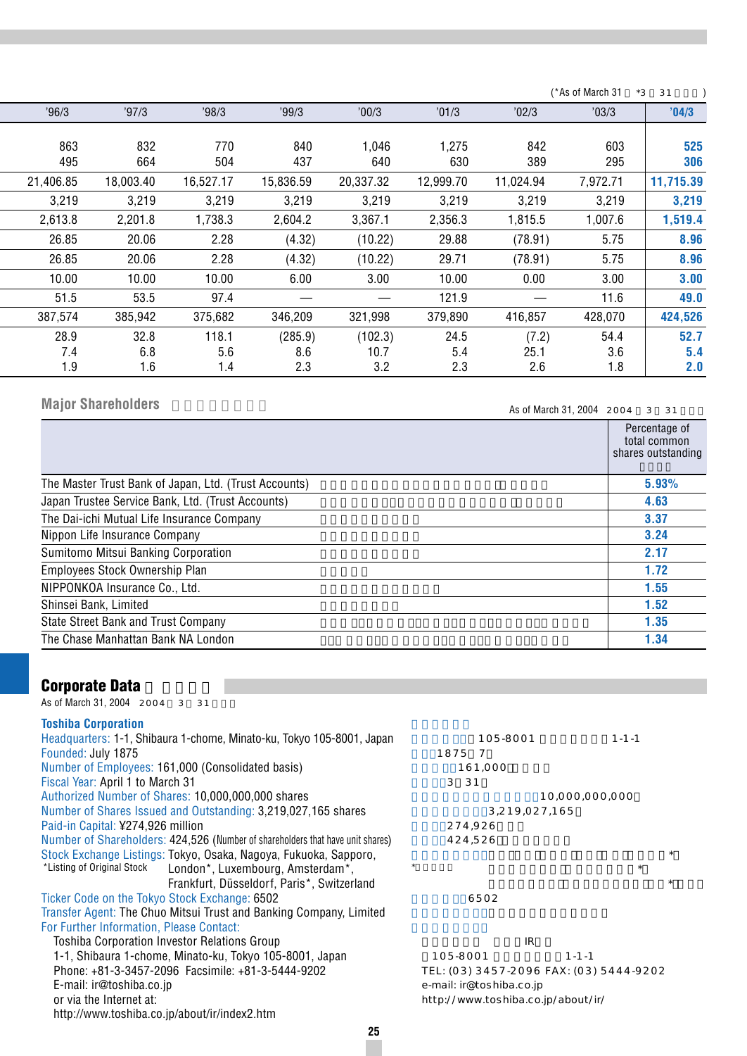(*As of March 31 *3 31 )

| '96/3 | '97/3 | '98/3 | '99/3 | '00/3 | '01/3 | '02/3 | '03/3 | **'04/3** |
|---|---|---|---|---|---|---|---|---|
| 863 | 832 | 770 | 840 | 1,046 | 1,275 | 842 | 603 | **525** |
| 495 | 664 | 504 | 437 | 640 | 630 | 389 | 295 | **306** |
| 21,406.85 | 18,003.40 | 16,527.17 | 15,836.59 | 20,337.32 | 12,999.70 | 11,024.94 | 7,972.71 | **11,715.39** |
| 3,219 | 3,219 | 3,219 | 3,219 | 3,219 | 3,219 | 3,219 | 3,219 | **3,219** |
| 2,613.8 | 2,201.8 | 1,738.3 | 2,604.2 | 3,367.1 | 2,356.3 | 1,815.5 | 1,007.6 | **1,519.4** |
| 26.85 | 20.06 | 2.28 | (4.32) | (10.22) | 29.88 | (78.91) | 5.75 | **8.96** |
| 26.85 | 20.06 | 2.28 | (4.32) | (10.22) | 29.71 | (78.91) | 5.75 | **8.96** |
| 10.00 | 10.00 | 10.00 | 6.00 | 3.00 | 10.00 | 0.00 | 3.00 | **3.00** |
| 51.5 | 53.5 | 97.4 | — | — | 121.9 | — | 11.6 | **49.0** |
| 387,574 | 385,942 | 375,682 | 346,209 | 321,998 | 379,890 | 416,857 | 428,070 | **424,526** |
| 28.9 | 32.8 | 118.1 | (285.9) | (102.3) | 24.5 | (7.2) | 54.4 | **52.7** |
| 7.4 | 6.8 | 5.6 | 8.6 | 10.7 | 5.4 | 25.1 | 3.6 | **5.4** |
| 1.9 | 1.6 | 1.4 | 2.3 | 3.2 | 2.3 | 2.6 | 1.8 | **2.0** |

## Major Shareholders

As of March 31, 2004 2004 3 31

| | Percentage of total common shares outstanding |
|---|---|
| The Master Trust Bank of Japan, Ltd. (Trust Accounts) | **5.93%** |
| Japan Trustee Service Bank, Ltd. (Trust Accounts) | **4.63** |
| The Dai-ichi Mutual Life Insurance Company | **3.37** |
| Nippon Life Insurance Company | **3.24** |
| Sumitomo Mitsui Banking Corporation | **2.17** |
| Employees Stock Ownership Plan | **1.72** |
| NIPPONKOA Insurance Co., Ltd. | **1.55** |
| Shinsei Bank, Limited | **1.52** |
| State Street Bank and Trust Company | **1.35** |
| The Chase Manhattan Bank NA London | **1.34** |

## Corporate Data

As of March 31, 2004 2004 3 31

### Toshiba Corporation

Headquarters: 1-1, Shibaura 1-chome, Minato-ku, Tokyo 105-8001, Japan
Founded: July 1875
Number of Employees: 161,000 (Consolidated basis)
Fiscal Year: April 1 to March 31
Authorized Number of Shares: 10,000,000,000 shares
Number of Shares Issued and Outstanding: 3,219,027,165 shares
Paid-in Capital: ¥274,926 million
Number of Shareholders: 424,526 (Number of shareholders that have unit shares)
Stock Exchange Listings: Tokyo, Osaka, Nagoya, Fukuoka, Sapporo, London*, Luxembourg, Amsterdam*, Frankfurt, Düsseldorf, Paris*, Switzerland
*Listing of Original Stock
Ticker Code on the Tokyo Stock Exchange: 6502
Transfer Agent: The Chuo Mitsui Trust and Banking Company, Limited
For Further Information, Please Contact:
Toshiba Corporation Investor Relations Group
1-1, Shibaura 1-chome, Minato-ku, Tokyo 105-8001, Japan
Phone: +81-3-3457-2096 Facsimile: +81-3-5444-9202
E-mail: ir@toshiba.co.jp
or via the Internet at:
http://www.toshiba.co.jp/about/ir/index2.htm

105-8001 1-1-1
1875 7
161,000
3 31
10,000,000,000
3,219,027,165
274,926
424,526
6502
IR
105-8001 1-1-1
TEL: (03) 3457-2096 FAX: (03) 5444-9202
e-mail: ir@toshiba.co.jp
http://www.toshiba.co.jp/about/ir/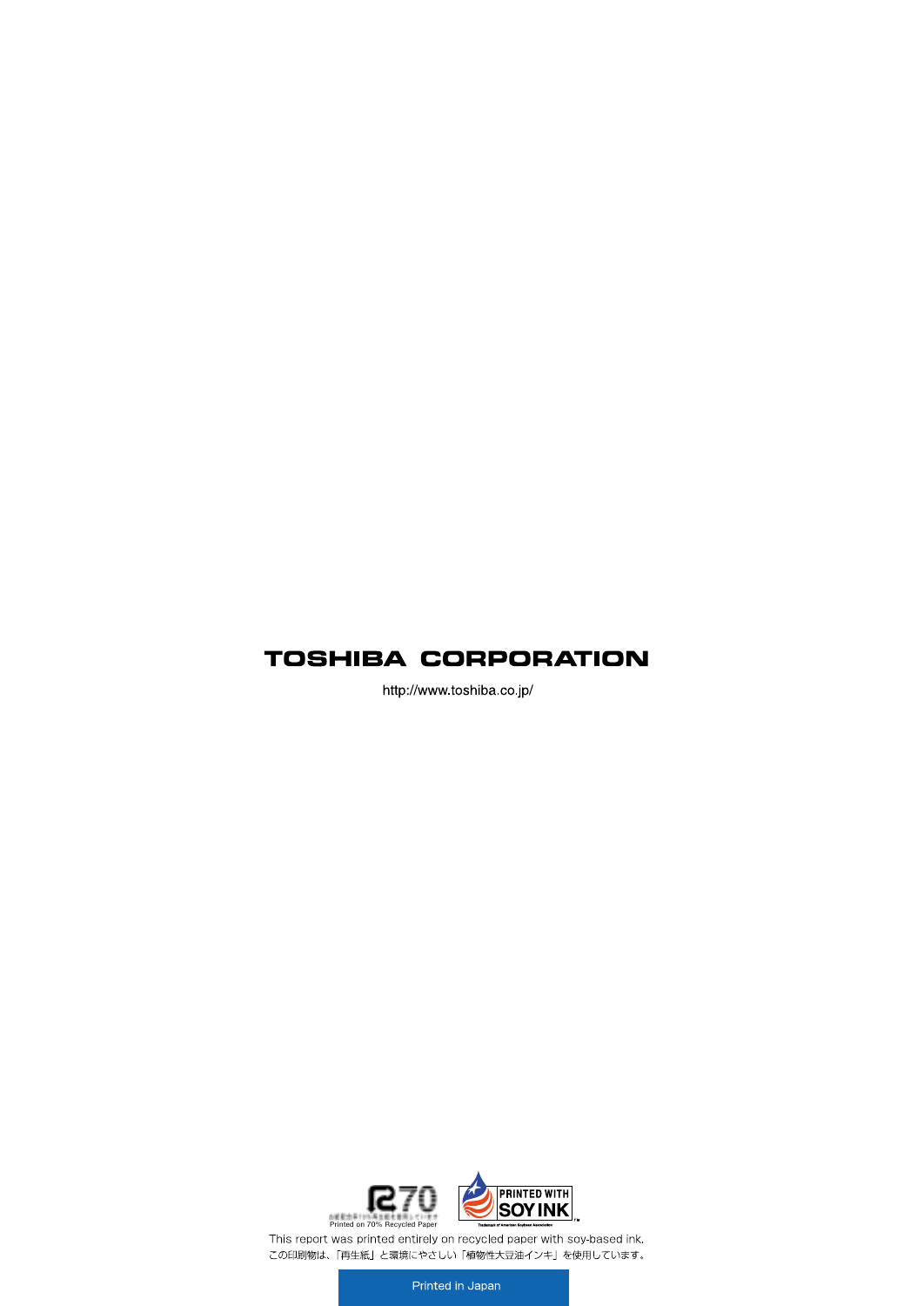**TOSHIBA CORPORATION**

http://www.toshiba.co.jp/

Printed on 70% Recycled Paper

PRINTED WITH SOY INK

This report was printed entirely on recycled paper with soy-based ink.

この印刷物は、「再生紙」と環境にやさしい「植物性大豆油インキ」を使用しています。

Printed in Japan